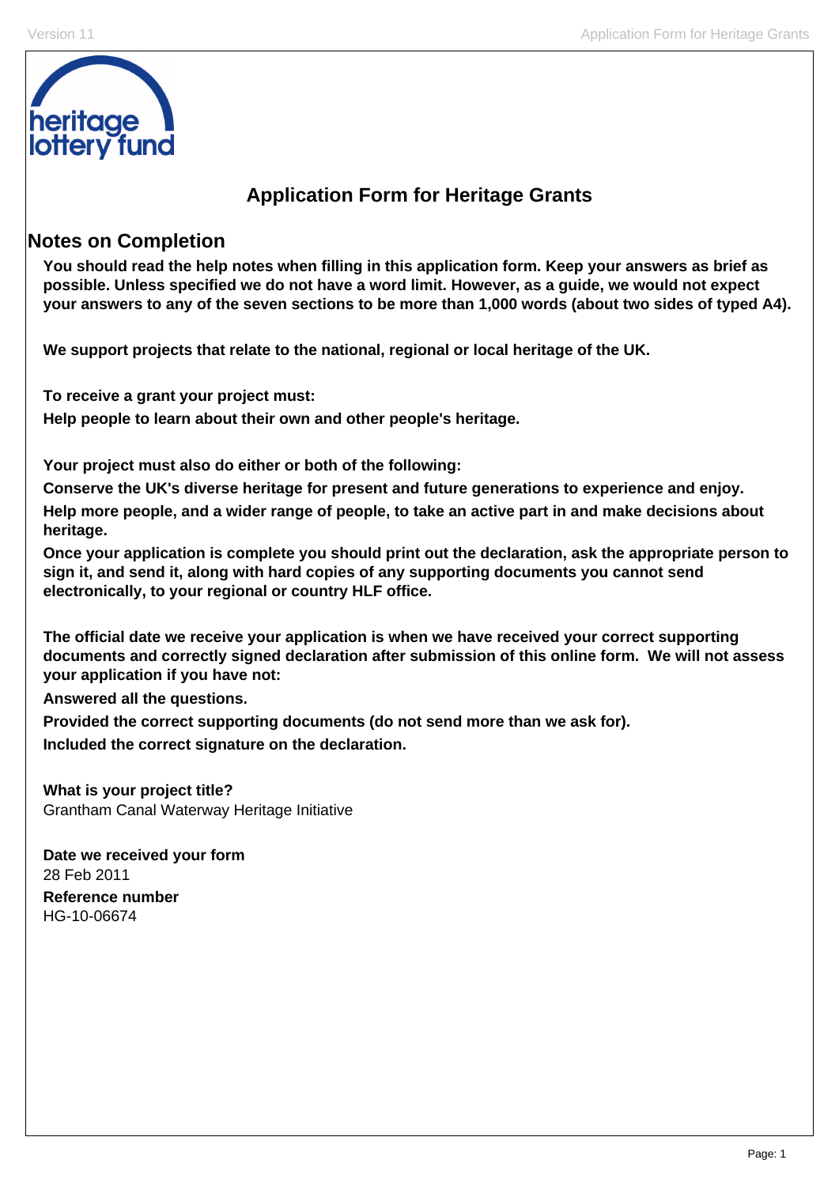# Application Form for Heritage Grants

## Notes on Completion

**You should read the help notes when filling in this application form. Keep your answers as brief as possible. Unless specified we do not have a word limit. However, as a guide, we would not expect your answers to any of the seven sections to be more than 1,000 words (about two sides of typed A4).**

**We support projects that relate to the national, regional or local heritage of the UK.**

**To receive a grant your project must:**

**Help people to learn about their own and other people's heritage.**

**Your project must also do either or both of the following:**

**Conserve the UK's diverse heritage for present and future generations to experience and enjoy.**

**Help more people, and a wider range of people, to take an active part in and make decisions about heritage.**

**Once your application is complete you should print out the declaration, ask the appropriate person to sign it, and send it, along with hard copies of any supporting documents you cannot send electronically, to your regional or country HLF office.**

**The official date we receive your application is when we have received your correct supporting documents and correctly signed declaration after submission of this online form. We will not assess your application if you have not:**

**Answered all the questions.**

**Provided the correct supporting documents (do not send more than we ask for).**

**Included the correct signature on the declaration.**

**What is your project title?**
Grantham Canal Waterway Heritage Initiative

**Date we received your form**
28 Feb 2011

**Reference number**
HG-10-06674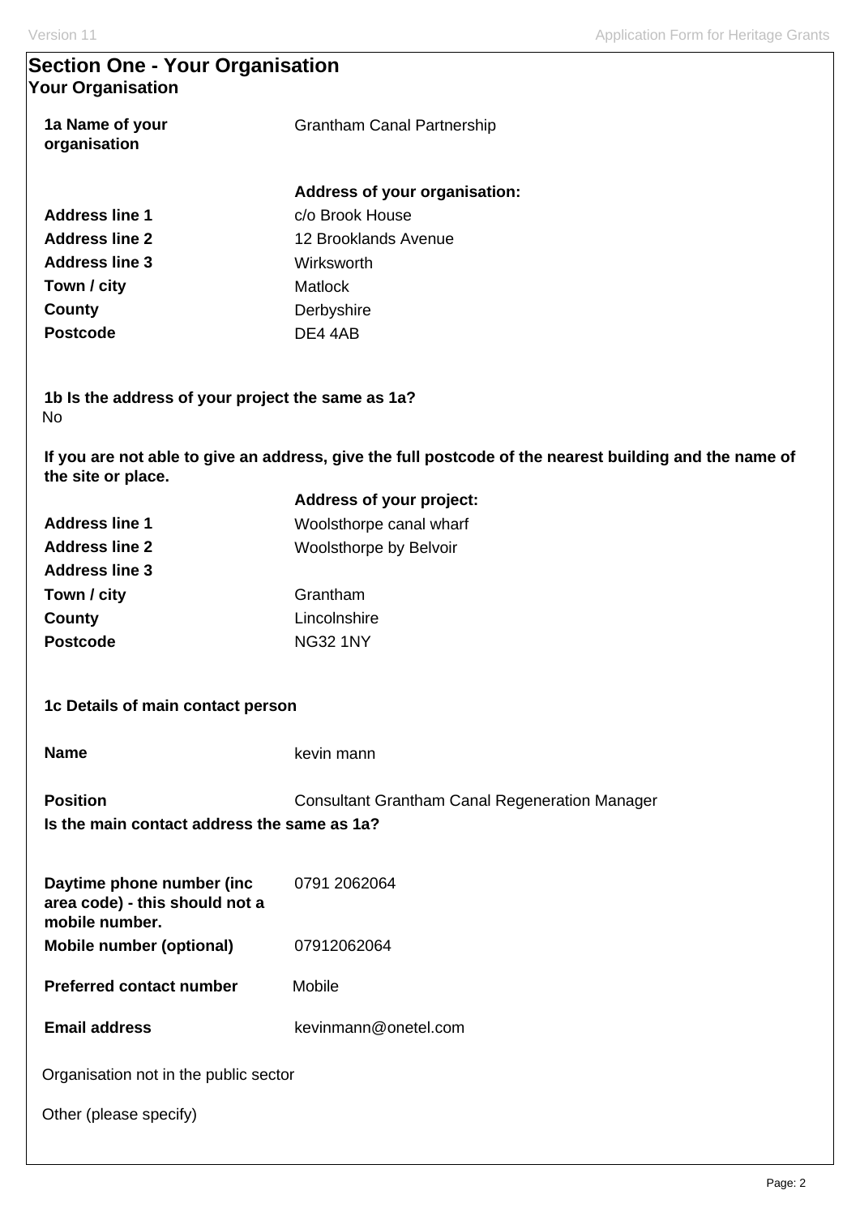## Section One - Your Organisation

### Your Organisation

**1a Name of your organisation** Grantham Canal Partnership

**Address of your organisation:**

| | |
|---|---|
| **Address line 1** | c/o Brook House |
| **Address line 2** | 12 Brooklands Avenue |
| **Address line 3** | Wirksworth |
| **Town / city** | Matlock |
| **County** | Derbyshire |
| **Postcode** | DE4 4AB |

**1b Is the address of your project the same as 1a?**

No

**If you are not able to give an address, give the full postcode of the nearest building and the name of the site or place.**

**Address of your project:**

| | |
|---|---|
| **Address line 1** | Woolsthorpe canal wharf |
| **Address line 2** | Woolsthorpe by Belvoir |
| **Address line 3** | |
| **Town / city** | Grantham |
| **County** | Lincolnshire |
| **Postcode** | NG32 1NY |

**1c Details of main contact person**

| | |
|---|---|
| **Name** | kevin mann |
| **Position** | Consultant Grantham Canal Regeneration Manager |

**Is the main contact address the same as 1a?**

| | |
|---|---|
| **Daytime phone number (inc area code) - this should not a mobile number.** | 0791 2062064 |
| **Mobile number (optional)** | 07912062064 |
| **Preferred contact number** | Mobile |
| **Email address** | kevinmann@onetel.com |

Organisation not in the public sector

Other (please specify)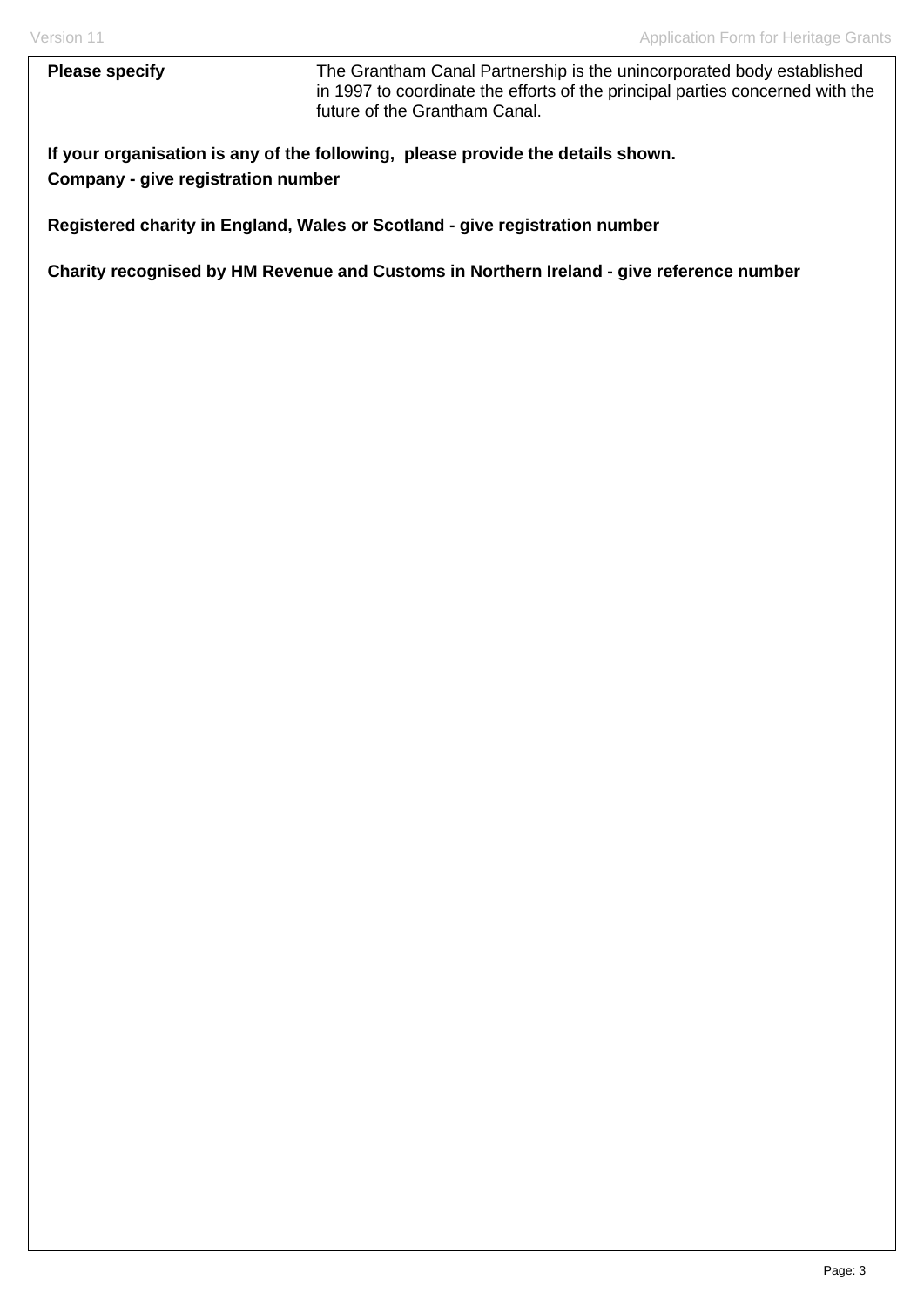**Please specify** The Grantham Canal Partnership is the unincorporated body established in 1997 to coordinate the efforts of the principal parties concerned with the future of the Grantham Canal.

**If your organisation is any of the following, please provide the details shown.**

**Company - give registration number**

**Registered charity in England, Wales or Scotland - give registration number**

**Charity recognised by HM Revenue and Customs in Northern Ireland - give reference number**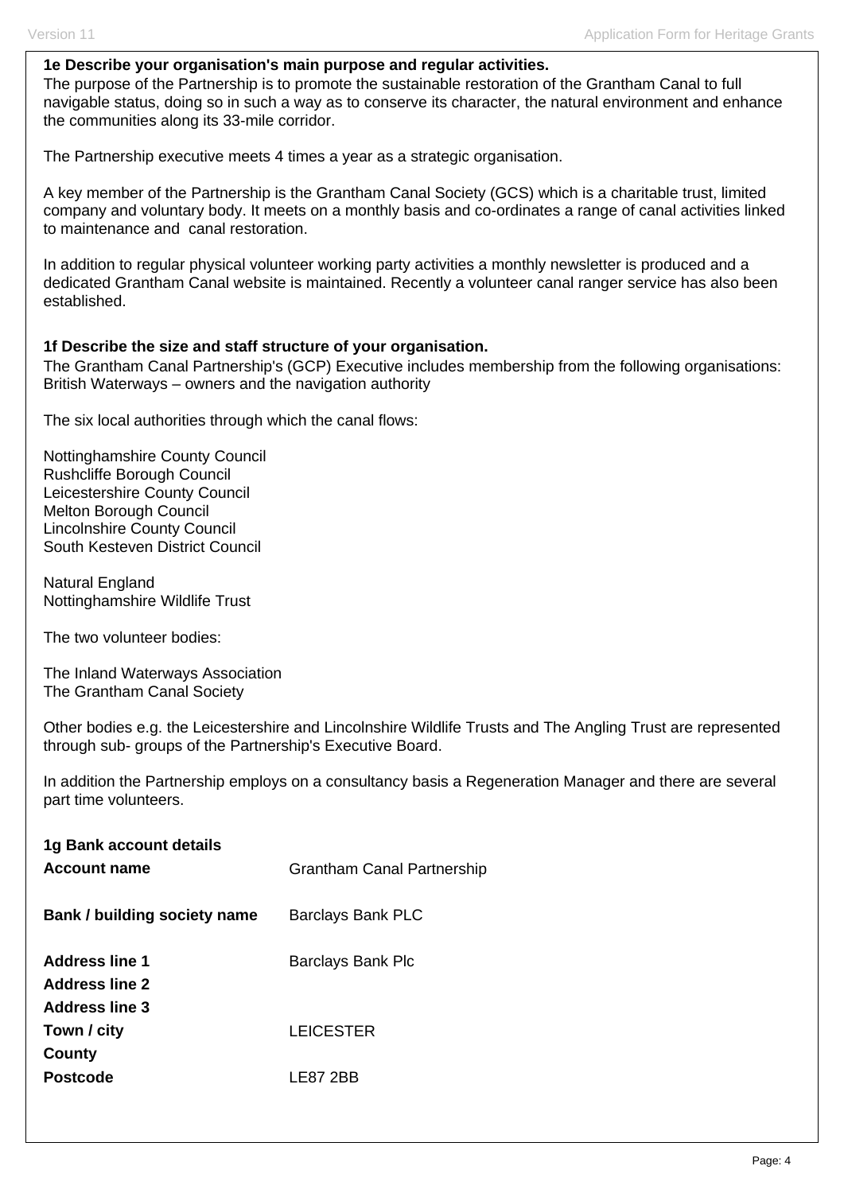**1e Describe your organisation's main purpose and regular activities.**

The purpose of the Partnership is to promote the sustainable restoration of the Grantham Canal to full navigable status, doing so in such a way as to conserve its character, the natural environment and enhance the communities along its 33-mile corridor.

The Partnership executive meets 4 times a year as a strategic organisation.

A key member of the Partnership is the Grantham Canal Society (GCS) which is a charitable trust, limited company and voluntary body. It meets on a monthly basis and co-ordinates a range of canal activities linked to maintenance and canal restoration.

In addition to regular physical volunteer working party activities a monthly newsletter is produced and a dedicated Grantham Canal website is maintained. Recently a volunteer canal ranger service has also been established.

**1f Describe the size and staff structure of your organisation.**

The Grantham Canal Partnership's (GCP) Executive includes membership from the following organisations:
British Waterways – owners and the navigation authority

The six local authorities through which the canal flows:

Nottinghamshire County Council
Rushcliffe Borough Council
Leicestershire County Council
Melton Borough Council
Lincolnshire County Council
South Kesteven District Council

Natural England
Nottinghamshire Wildlife Trust

The two volunteer bodies:

The Inland Waterways Association
The Grantham Canal Society

Other bodies e.g. the Leicestershire and Lincolnshire Wildlife Trusts and The Angling Trust are represented through sub- groups of the Partnership's Executive Board.

In addition the Partnership employs on a consultancy basis a Regeneration Manager and there are several part time volunteers.

**1g Bank account details**

| | |
|---|---|
| **Account name** | Grantham Canal Partnership |
| **Bank / building society name** | Barclays Bank PLC |
| **Address line 1** | Barclays Bank Plc |
| **Address line 2** | |
| **Address line 3** | |
| **Town / city** | LEICESTER |
| **County** | |
| **Postcode** | LE87 2BB |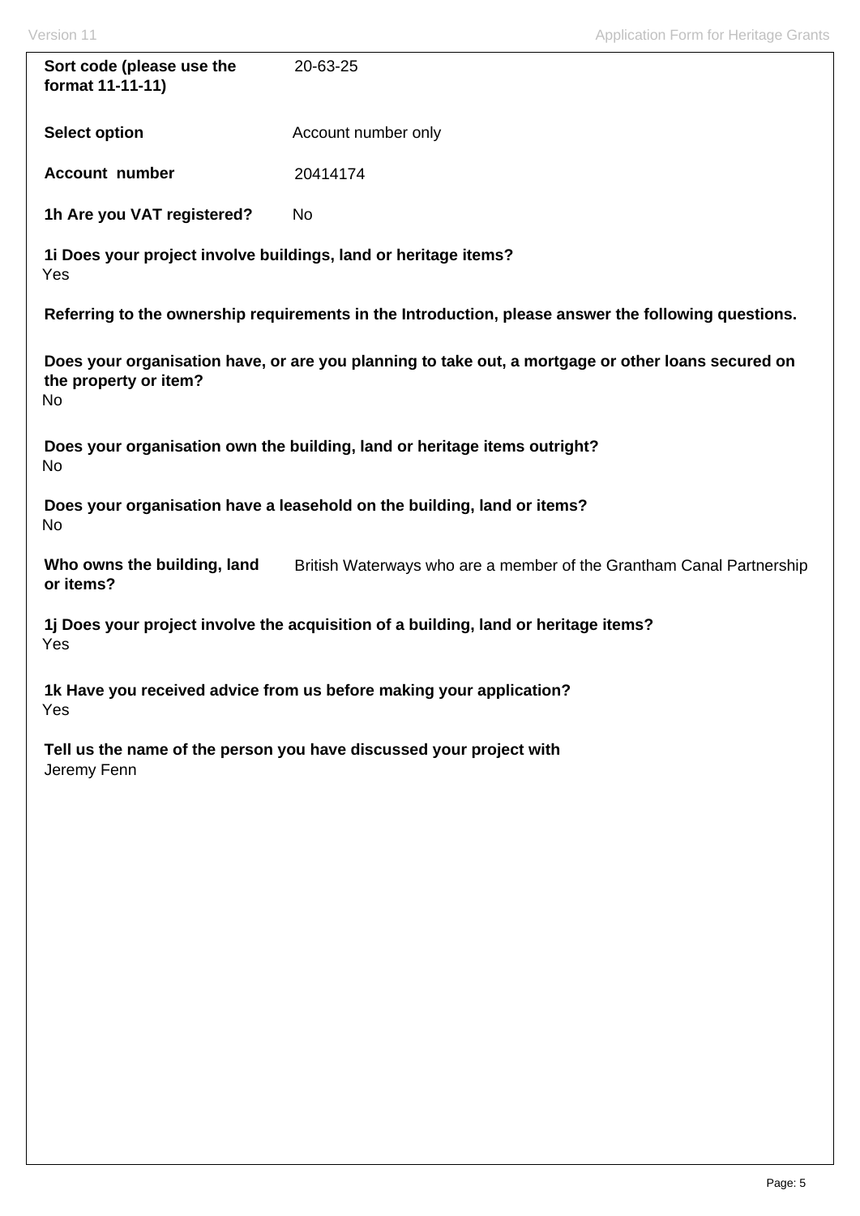**Sort code (please use the format 11-11-11)** 20-63-25

**Select option** Account number only

**Account number** 20414174

**1h Are you VAT registered?** No

**1i Does your project involve buildings, land or heritage items?**
Yes

**Referring to the ownership requirements in the Introduction, please answer the following questions.**

**Does your organisation have, or are you planning to take out, a mortgage or other loans secured on the property or item?**
No

**Does your organisation own the building, land or heritage items outright?**
No

**Does your organisation have a leasehold on the building, land or items?**
No

**Who owns the building, land or items?** British Waterways who are a member of the Grantham Canal Partnership

**1j Does your project involve the acquisition of a building, land or heritage items?**
Yes

**1k Have you received advice from us before making your application?**
Yes

**Tell us the name of the person you have discussed your project with**
Jeremy Fenn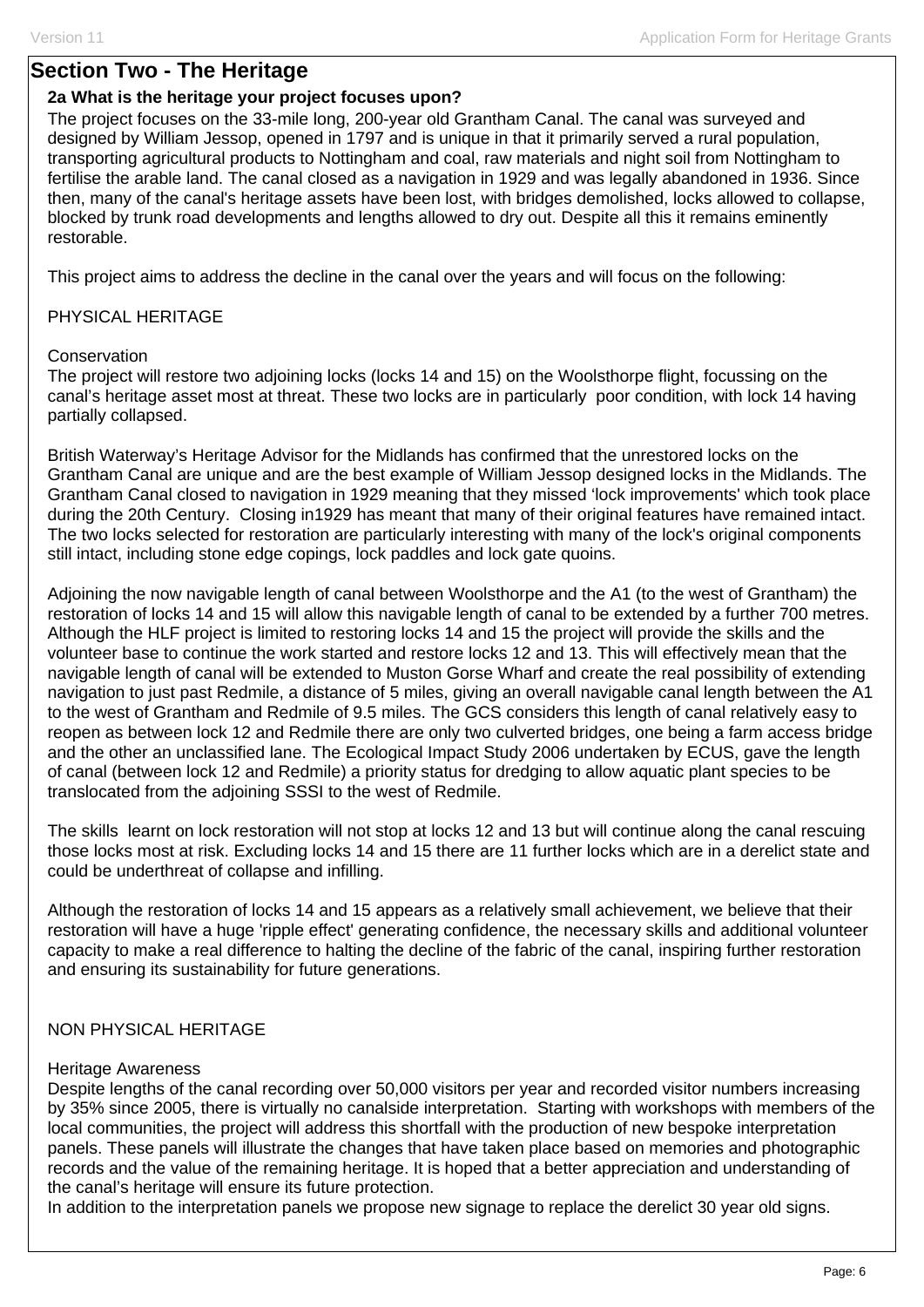## Section Two - The Heritage

**2a What is the heritage your project focuses upon?**

The project focuses on the 33-mile long, 200-year old Grantham Canal. The canal was surveyed and designed by William Jessop, opened in 1797 and is unique in that it primarily served a rural population, transporting agricultural products to Nottingham and coal, raw materials and night soil from Nottingham to fertilise the arable land. The canal closed as a navigation in 1929 and was legally abandoned in 1936. Since then, many of the canal's heritage assets have been lost, with bridges demolished, locks allowed to collapse, blocked by trunk road developments and lengths allowed to dry out. Despite all this it remains eminently restorable.

This project aims to address the decline in the canal over the years and will focus on the following:

PHYSICAL HERITAGE

Conservation
The project will restore two adjoining locks (locks 14 and 15) on the Woolsthorpe flight, focussing on the canal's heritage asset most at threat. These two locks are in particularly poor condition, with lock 14 having partially collapsed.

British Waterway's Heritage Advisor for the Midlands has confirmed that the unrestored locks on the Grantham Canal are unique and are the best example of William Jessop designed locks in the Midlands. The Grantham Canal closed to navigation in 1929 meaning that they missed 'lock improvements' which took place during the 20th Century. Closing in1929 has meant that many of their original features have remained intact. The two locks selected for restoration are particularly interesting with many of the lock's original components still intact, including stone edge copings, lock paddles and lock gate quoins.

Adjoining the now navigable length of canal between Woolsthorpe and the A1 (to the west of Grantham) the restoration of locks 14 and 15 will allow this navigable length of canal to be extended by a further 700 metres. Although the HLF project is limited to restoring locks 14 and 15 the project will provide the skills and the volunteer base to continue the work started and restore locks 12 and 13. This will effectively mean that the navigable length of canal will be extended to Muston Gorse Wharf and create the real possibility of extending navigation to just past Redmile, a distance of 5 miles, giving an overall navigable canal length between the A1 to the west of Grantham and Redmile of 9.5 miles. The GCS considers this length of canal relatively easy to reopen as between lock 12 and Redmile there are only two culverted bridges, one being a farm access bridge and the other an unclassified lane. The Ecological Impact Study 2006 undertaken by ECUS, gave the length of canal (between lock 12 and Redmile) a priority status for dredging to allow aquatic plant species to be translocated from the adjoining SSSI to the west of Redmile.

The skills learnt on lock restoration will not stop at locks 12 and 13 but will continue along the canal rescuing those locks most at risk. Excluding locks 14 and 15 there are 11 further locks which are in a derelict state and could be underthreat of collapse and infilling.

Although the restoration of locks 14 and 15 appears as a relatively small achievement, we believe that their restoration will have a huge 'ripple effect' generating confidence, the necessary skills and additional volunteer capacity to make a real difference to halting the decline of the fabric of the canal, inspiring further restoration and ensuring its sustainability for future generations.

NON PHYSICAL HERITAGE

Heritage Awareness
Despite lengths of the canal recording over 50,000 visitors per year and recorded visitor numbers increasing by 35% since 2005, there is virtually no canalside interpretation. Starting with workshops with members of the local communities, the project will address this shortfall with the production of new bespoke interpretation panels. These panels will illustrate the changes that have taken place based on memories and photographic records and the value of the remaining heritage. It is hoped that a better appreciation and understanding of the canal's heritage will ensure its future protection.
In addition to the interpretation panels we propose new signage to replace the derelict 30 year old signs.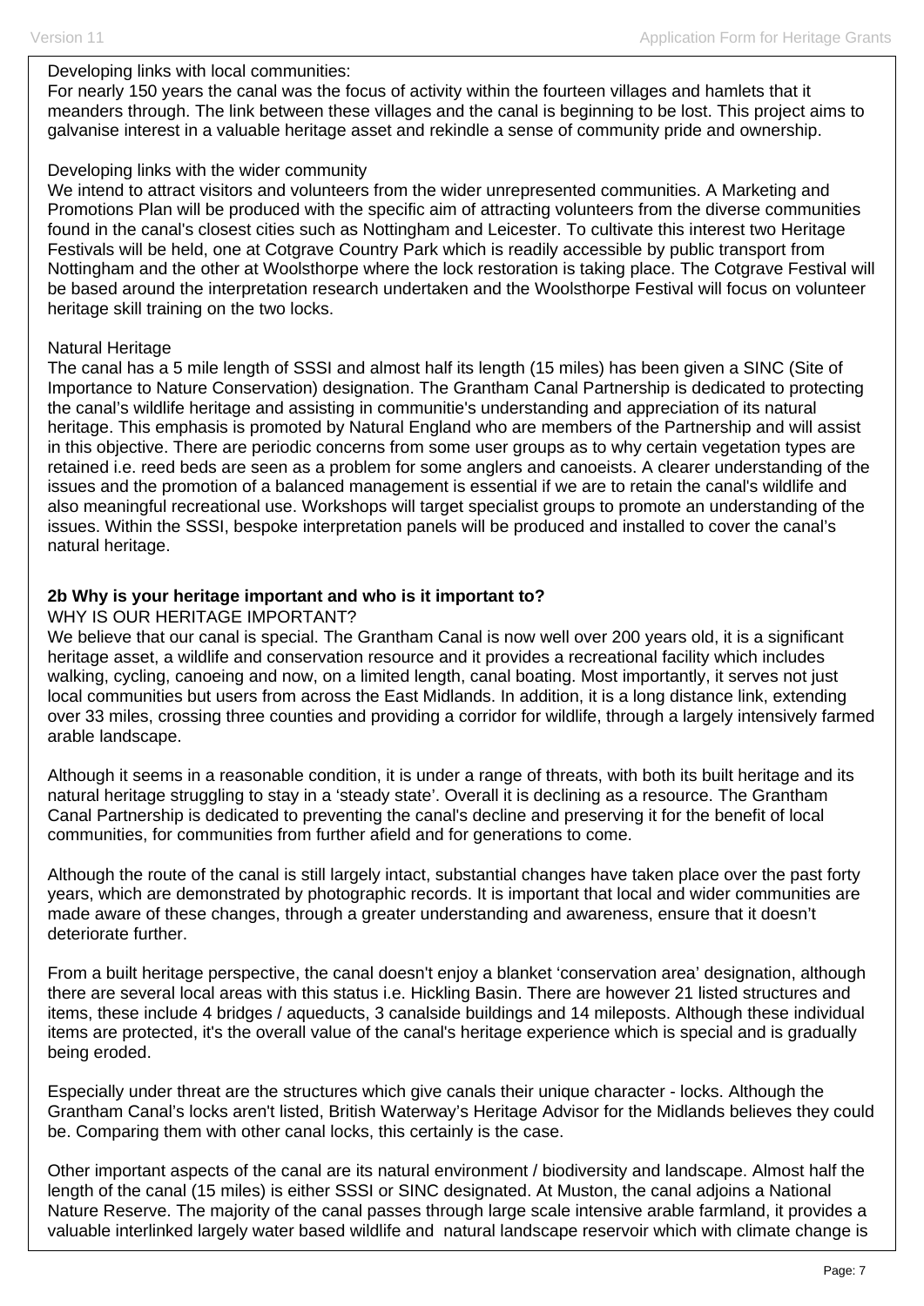Developing links with local communities:
For nearly 150 years the canal was the focus of activity within the fourteen villages and hamlets that it meanders through. The link between these villages and the canal is beginning to be lost. This project aims to galvanise interest in a valuable heritage asset and rekindle a sense of community pride and ownership.

Developing links with the wider community
We intend to attract visitors and volunteers from the wider unrepresented communities. A Marketing and Promotions Plan will be produced with the specific aim of attracting volunteers from the diverse communities found in the canal's closest cities such as Nottingham and Leicester. To cultivate this interest two Heritage Festivals will be held, one at Cotgrave Country Park which is readily accessible by public transport from Nottingham and the other at Woolsthorpe where the lock restoration is taking place. The Cotgrave Festival will be based around the interpretation research undertaken and the Woolsthorpe Festival will focus on volunteer heritage skill training on the two locks.

Natural Heritage
The canal has a 5 mile length of SSSI and almost half its length (15 miles) has been given a SINC (Site of Importance to Nature Conservation) designation. The Grantham Canal Partnership is dedicated to protecting the canal's wildlife heritage and assisting in communitie's understanding and appreciation of its natural heritage. This emphasis is promoted by Natural England who are members of the Partnership and will assist in this objective. There are periodic concerns from some user groups as to why certain vegetation types are retained i.e. reed beds are seen as a problem for some anglers and canoeists. A clearer understanding of the issues and the promotion of a balanced management is essential if we are to retain the canal's wildlife and also meaningful recreational use. Workshops will target specialist groups to promote an understanding of the issues. Within the SSSI, bespoke interpretation panels will be produced and installed to cover the canal's natural heritage.

**2b Why is your heritage important and who is it important to?**

WHY IS OUR HERITAGE IMPORTANT?
We believe that our canal is special. The Grantham Canal is now well over 200 years old, it is a significant heritage asset, a wildlife and conservation resource and it provides a recreational facility which includes walking, cycling, canoeing and now, on a limited length, canal boating. Most importantly, it serves not just local communities but users from across the East Midlands. In addition, it is a long distance link, extending over 33 miles, crossing three counties and providing a corridor for wildlife, through a largely intensively farmed arable landscape.

Although it seems in a reasonable condition, it is under a range of threats, with both its built heritage and its natural heritage struggling to stay in a 'steady state'. Overall it is declining as a resource. The Grantham Canal Partnership is dedicated to preventing the canal's decline and preserving it for the benefit of local communities, for communities from further afield and for generations to come.

Although the route of the canal is still largely intact, substantial changes have taken place over the past forty years, which are demonstrated by photographic records. It is important that local and wider communities are made aware of these changes, through a greater understanding and awareness, ensure that it doesn't deteriorate further.

From a built heritage perspective, the canal doesn't enjoy a blanket 'conservation area' designation, although there are several local areas with this status i.e. Hickling Basin. There are however 21 listed structures and items, these include 4 bridges / aqueducts, 3 canalside buildings and 14 mileposts. Although these individual items are protected, it's the overall value of the canal's heritage experience which is special and is gradually being eroded.

Especially under threat are the structures which give canals their unique character - locks. Although the Grantham Canal's locks aren't listed, British Waterway's Heritage Advisor for the Midlands believes they could be. Comparing them with other canal locks, this certainly is the case.

Other important aspects of the canal are its natural environment / biodiversity and landscape. Almost half the length of the canal (15 miles) is either SSSI or SINC designated. At Muston, the canal adjoins a National Nature Reserve. The majority of the canal passes through large scale intensive arable farmland, it provides a valuable interlinked largely water based wildlife and natural landscape reservoir which with climate change is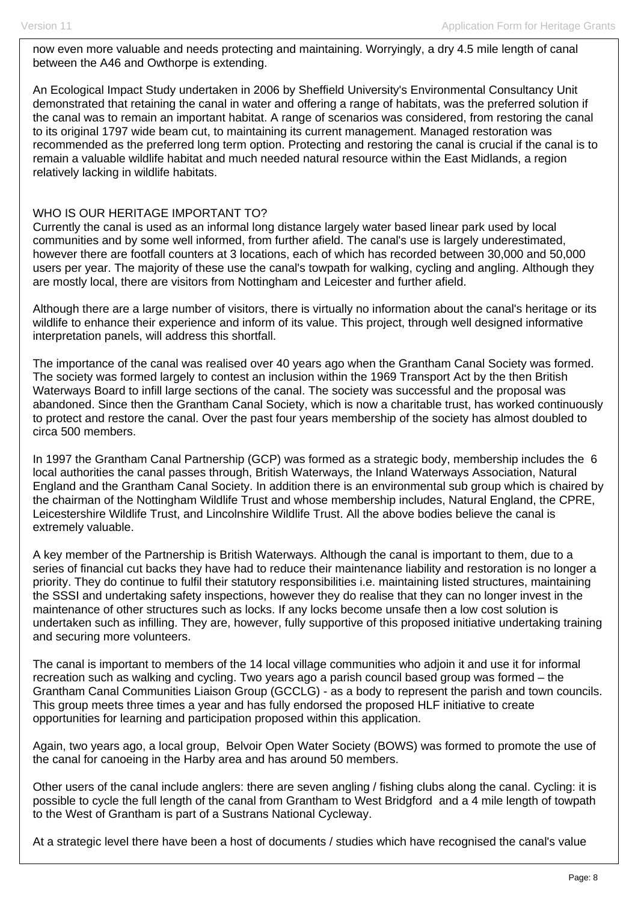now even more valuable and needs protecting and maintaining. Worryingly, a dry 4.5 mile length of canal between the A46 and Owthorpe is extending.

An Ecological Impact Study undertaken in 2006 by Sheffield University's Environmental Consultancy Unit demonstrated that retaining the canal in water and offering a range of habitats, was the preferred solution if the canal was to remain an important habitat. A range of scenarios was considered, from restoring the canal to its original 1797 wide beam cut, to maintaining its current management. Managed restoration was recommended as the preferred long term option. Protecting and restoring the canal is crucial if the canal is to remain a valuable wildlife habitat and much needed natural resource within the East Midlands, a region relatively lacking in wildlife habitats.

WHO IS OUR HERITAGE IMPORTANT TO?

Currently the canal is used as an informal long distance largely water based linear park used by local communities and by some well informed, from further afield. The canal's use is largely underestimated, however there are footfall counters at 3 locations, each of which has recorded between 30,000 and 50,000 users per year. The majority of these use the canal's towpath for walking, cycling and angling. Although they are mostly local, there are visitors from Nottingham and Leicester and further afield.

Although there are a large number of visitors, there is virtually no information about the canal's heritage or its wildlife to enhance their experience and inform of its value. This project, through well designed informative interpretation panels, will address this shortfall.

The importance of the canal was realised over 40 years ago when the Grantham Canal Society was formed. The society was formed largely to contest an inclusion within the 1969 Transport Act by the then British Waterways Board to infill large sections of the canal. The society was successful and the proposal was abandoned. Since then the Grantham Canal Society, which is now a charitable trust, has worked continuously to protect and restore the canal. Over the past four years membership of the society has almost doubled to circa 500 members.

In 1997 the Grantham Canal Partnership (GCP) was formed as a strategic body, membership includes the 6 local authorities the canal passes through, British Waterways, the Inland Waterways Association, Natural England and the Grantham Canal Society. In addition there is an environmental sub group which is chaired by the chairman of the Nottingham Wildlife Trust and whose membership includes, Natural England, the CPRE, Leicestershire Wildlife Trust, and Lincolnshire Wildlife Trust. All the above bodies believe the canal is extremely valuable.

A key member of the Partnership is British Waterways. Although the canal is important to them, due to a series of financial cut backs they have had to reduce their maintenance liability and restoration is no longer a priority. They do continue to fulfil their statutory responsibilities i.e. maintaining listed structures, maintaining the SSSI and undertaking safety inspections, however they do realise that they can no longer invest in the maintenance of other structures such as locks. If any locks become unsafe then a low cost solution is undertaken such as infilling. They are, however, fully supportive of this proposed initiative undertaking training and securing more volunteers.

The canal is important to members of the 14 local village communities who adjoin it and use it for informal recreation such as walking and cycling. Two years ago a parish council based group was formed – the Grantham Canal Communities Liaison Group (GCCLG) - as a body to represent the parish and town councils. This group meets three times a year and has fully endorsed the proposed HLF initiative to create opportunities for learning and participation proposed within this application.

Again, two years ago, a local group, Belvoir Open Water Society (BOWS) was formed to promote the use of the canal for canoeing in the Harby area and has around 50 members.

Other users of the canal include anglers: there are seven angling / fishing clubs along the canal. Cycling: it is possible to cycle the full length of the canal from Grantham to West Bridgford and a 4 mile length of towpath to the West of Grantham is part of a Sustrans National Cycleway.

At a strategic level there have been a host of documents / studies which have recognised the canal's value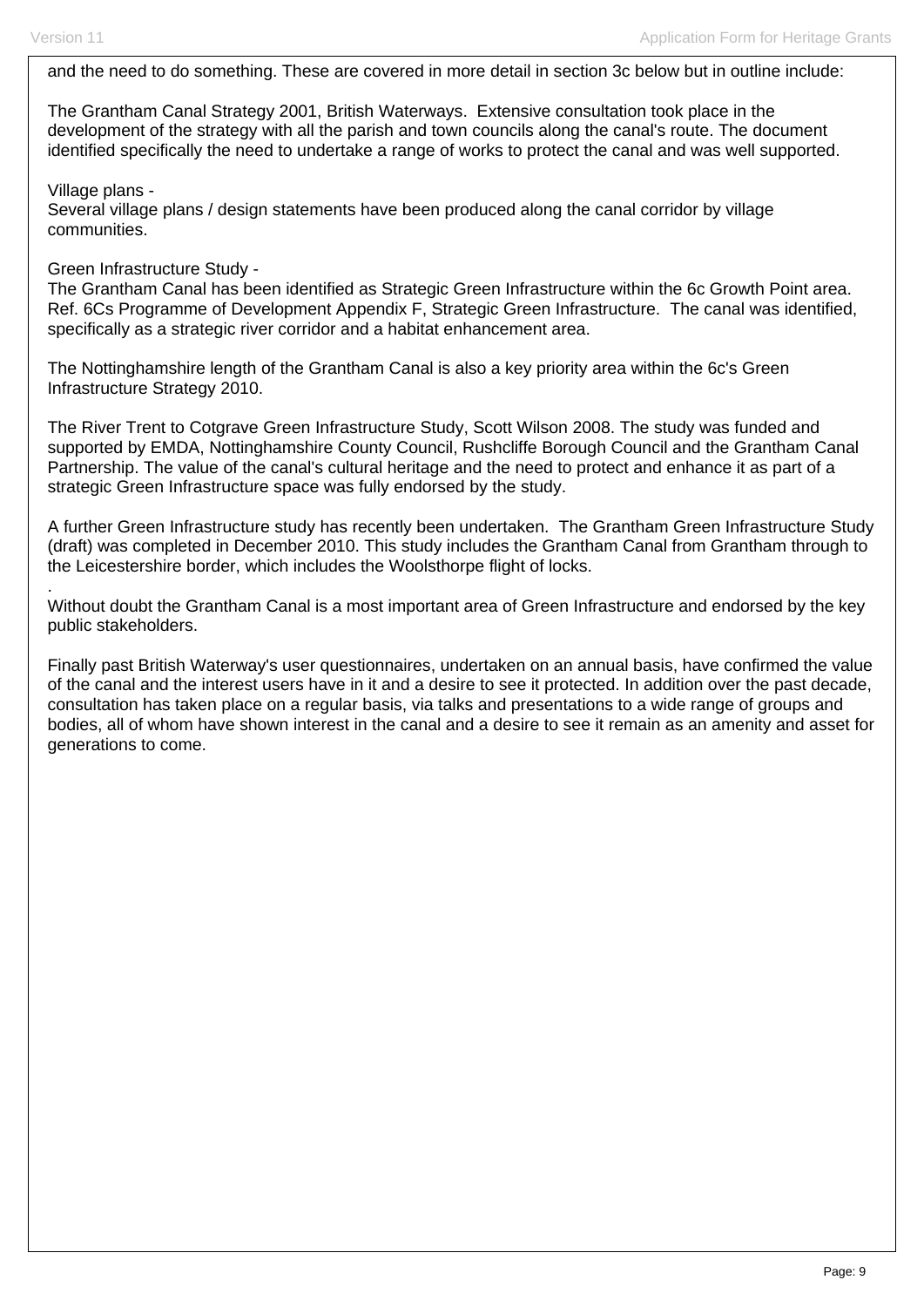and the need to do something. These are covered in more detail in section 3c below but in outline include:

The Grantham Canal Strategy 2001, British Waterways. Extensive consultation took place in the development of the strategy with all the parish and town councils along the canal's route. The document identified specifically the need to undertake a range of works to protect the canal and was well supported.

Village plans -
Several village plans / design statements have been produced along the canal corridor by village communities.

Green Infrastructure Study -
The Grantham Canal has been identified as Strategic Green Infrastructure within the 6c Growth Point area. Ref. 6Cs Programme of Development Appendix F, Strategic Green Infrastructure. The canal was identified, specifically as a strategic river corridor and a habitat enhancement area.

The Nottinghamshire length of the Grantham Canal is also a key priority area within the 6c's Green Infrastructure Strategy 2010.

The River Trent to Cotgrave Green Infrastructure Study, Scott Wilson 2008. The study was funded and supported by EMDA, Nottinghamshire County Council, Rushcliffe Borough Council and the Grantham Canal Partnership. The value of the canal's cultural heritage and the need to protect and enhance it as part of a strategic Green Infrastructure space was fully endorsed by the study.

A further Green Infrastructure study has recently been undertaken. The Grantham Green Infrastructure Study (draft) was completed in December 2010. This study includes the Grantham Canal from Grantham through to the Leicestershire border, which includes the Woolsthorpe flight of locks.

.
Without doubt the Grantham Canal is a most important area of Green Infrastructure and endorsed by the key public stakeholders.

Finally past British Waterway's user questionnaires, undertaken on an annual basis, have confirmed the value of the canal and the interest users have in it and a desire to see it protected. In addition over the past decade, consultation has taken place on a regular basis, via talks and presentations to a wide range of groups and bodies, all of whom have shown interest in the canal and a desire to see it remain as an amenity and asset for generations to come.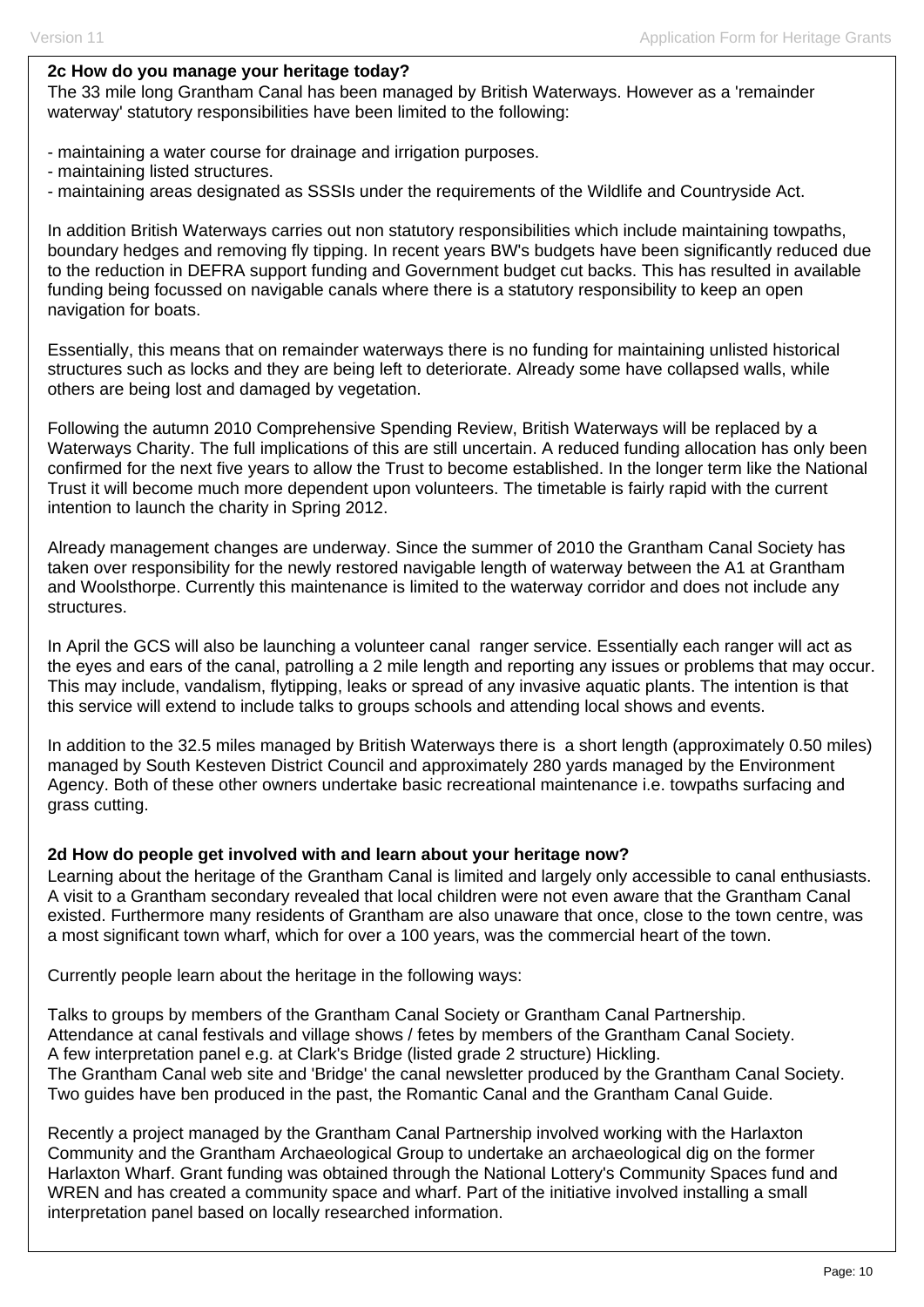**2c How do you manage your heritage today?**

The 33 mile long Grantham Canal has been managed by British Waterways. However as a 'remainder waterway' statutory responsibilities have been limited to the following:

- maintaining a water course for drainage and irrigation purposes.
- maintaining listed structures.
- maintaining areas designated as SSSIs under the requirements of the Wildlife and Countryside Act.

In addition British Waterways carries out non statutory responsibilities which include maintaining towpaths, boundary hedges and removing fly tipping. In recent years BW's budgets have been significantly reduced due to the reduction in DEFRA support funding and Government budget cut backs. This has resulted in available funding being focussed on navigable canals where there is a statutory responsibility to keep an open navigation for boats.

Essentially, this means that on remainder waterways there is no funding for maintaining unlisted historical structures such as locks and they are being left to deteriorate. Already some have collapsed walls, while others are being lost and damaged by vegetation.

Following the autumn 2010 Comprehensive Spending Review, British Waterways will be replaced by a Waterways Charity. The full implications of this are still uncertain. A reduced funding allocation has only been confirmed for the next five years to allow the Trust to become established. In the longer term like the National Trust it will become much more dependent upon volunteers. The timetable is fairly rapid with the current intention to launch the charity in Spring 2012.

Already management changes are underway. Since the summer of 2010 the Grantham Canal Society has taken over responsibility for the newly restored navigable length of waterway between the A1 at Grantham and Woolsthorpe. Currently this maintenance is limited to the waterway corridor and does not include any structures.

In April the GCS will also be launching a volunteer canal ranger service. Essentially each ranger will act as the eyes and ears of the canal, patrolling a 2 mile length and reporting any issues or problems that may occur. This may include, vandalism, flytipping, leaks or spread of any invasive aquatic plants. The intention is that this service will extend to include talks to groups schools and attending local shows and events.

In addition to the 32.5 miles managed by British Waterways there is a short length (approximately 0.50 miles) managed by South Kesteven District Council and approximately 280 yards managed by the Environment Agency. Both of these other owners undertake basic recreational maintenance i.e. towpaths surfacing and grass cutting.

**2d How do people get involved with and learn about your heritage now?**

Learning about the heritage of the Grantham Canal is limited and largely only accessible to canal enthusiasts. A visit to a Grantham secondary revealed that local children were not even aware that the Grantham Canal existed. Furthermore many residents of Grantham are also unaware that once, close to the town centre, was a most significant town wharf, which for over a 100 years, was the commercial heart of the town.

Currently people learn about the heritage in the following ways:

Talks to groups by members of the Grantham Canal Society or Grantham Canal Partnership.
Attendance at canal festivals and village shows / fetes by members of the Grantham Canal Society.
A few interpretation panel e.g. at Clark's Bridge (listed grade 2 structure) Hickling.
The Grantham Canal web site and 'Bridge' the canal newsletter produced by the Grantham Canal Society.
Two guides have ben produced in the past, the Romantic Canal and the Grantham Canal Guide.

Recently a project managed by the Grantham Canal Partnership involved working with the Harlaxton Community and the Grantham Archaeological Group to undertake an archaeological dig on the former Harlaxton Wharf. Grant funding was obtained through the National Lottery's Community Spaces fund and WREN and has created a community space and wharf. Part of the initiative involved installing a small interpretation panel based on locally researched information.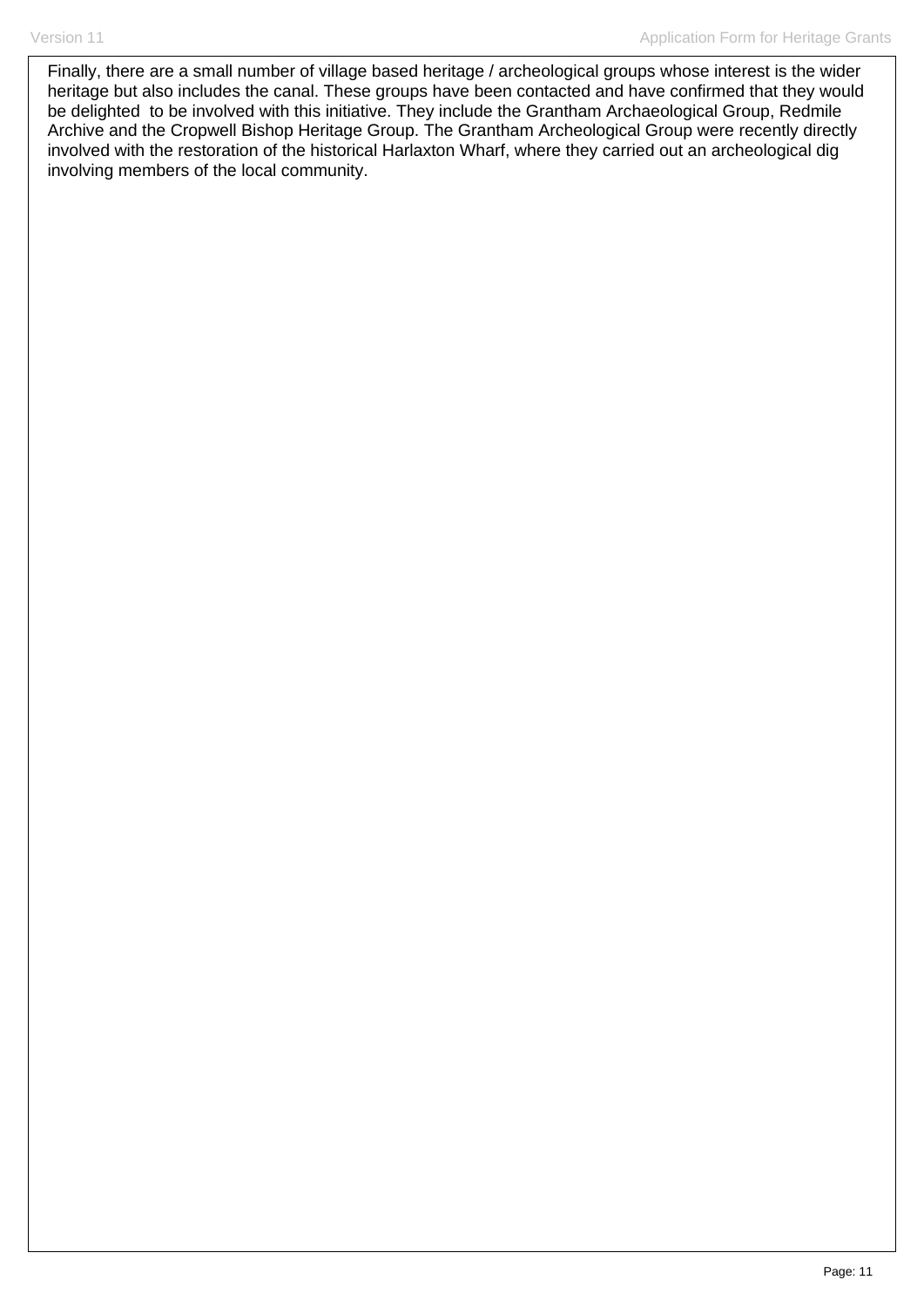Finally, there are a small number of village based heritage / archeological groups whose interest is the wider heritage but also includes the canal. These groups have been contacted and have confirmed that they would be delighted  to be involved with this initiative. They include the Grantham Archaeological Group, Redmile Archive and the Cropwell Bishop Heritage Group. The Grantham Archeological Group were recently directly involved with the restoration of the historical Harlaxton Wharf, where they carried out an archeological dig involving members of the local community.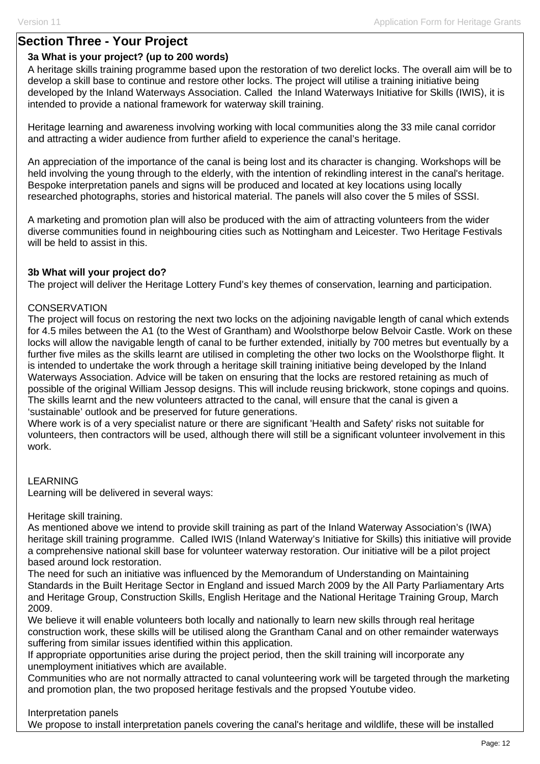## Section Three - Your Project

### 3a What is your project? (up to 200 words)

A heritage skills training programme based upon the restoration of two derelict locks. The overall aim will be to develop a skill base to continue and restore other locks. The project will utilise a training initiative being developed by the Inland Waterways Association. Called the Inland Waterways Initiative for Skills (IWIS), it is intended to provide a national framework for waterway skill training.

Heritage learning and awareness involving working with local communities along the 33 mile canal corridor and attracting a wider audience from further afield to experience the canal's heritage.

An appreciation of the importance of the canal is being lost and its character is changing. Workshops will be held involving the young through to the elderly, with the intention of rekindling interest in the canal's heritage. Bespoke interpretation panels and signs will be produced and located at key locations using locally researched photographs, stories and historical material. The panels will also cover the 5 miles of SSSI.

A marketing and promotion plan will also be produced with the aim of attracting volunteers from the wider diverse communities found in neighbouring cities such as Nottingham and Leicester. Two Heritage Festivals will be held to assist in this.

### 3b What will your project do?

The project will deliver the Heritage Lottery Fund's key themes of conservation, learning and participation.

CONSERVATION

The project will focus on restoring the next two locks on the adjoining navigable length of canal which extends for 4.5 miles between the A1 (to the West of Grantham) and Woolsthorpe below Belvoir Castle. Work on these locks will allow the navigable length of canal to be further extended, initially by 700 metres but eventually by a further five miles as the skills learnt are utilised in completing the other two locks on the Woolsthorpe flight. It is intended to undertake the work through a heritage skill training initiative being developed by the Inland Waterways Association. Advice will be taken on ensuring that the locks are restored retaining as much of possible of the original William Jessop designs. This will include reusing brickwork, stone copings and quoins. The skills learnt and the new volunteers attracted to the canal, will ensure that the canal is given a 'sustainable' outlook and be preserved for future generations.

Where work is of a very specialist nature or there are significant 'Health and Safety' risks not suitable for volunteers, then contractors will be used, although there will still be a significant volunteer involvement in this work.

LEARNING

Learning will be delivered in several ways:

Heritage skill training.

As mentioned above we intend to provide skill training as part of the Inland Waterway Association's (IWA) heritage skill training programme. Called IWIS (Inland Waterway's Initiative for Skills) this initiative will provide a comprehensive national skill base for volunteer waterway restoration. Our initiative will be a pilot project based around lock restoration.

The need for such an initiative was influenced by the Memorandum of Understanding on Maintaining Standards in the Built Heritage Sector in England and issued March 2009 by the All Party Parliamentary Arts and Heritage Group, Construction Skills, English Heritage and the National Heritage Training Group, March 2009.

We believe it will enable volunteers both locally and nationally to learn new skills through real heritage construction work, these skills will be utilised along the Grantham Canal and on other remainder waterways suffering from similar issues identified within this application.

If appropriate opportunities arise during the project period, then the skill training will incorporate any unemployment initiatives which are available.

Communities who are not normally attracted to canal volunteering work will be targeted through the marketing and promotion plan, the two proposed heritage festivals and the propsed Youtube video.

Interpretation panels

We propose to install interpretation panels covering the canal's heritage and wildlife, these will be installed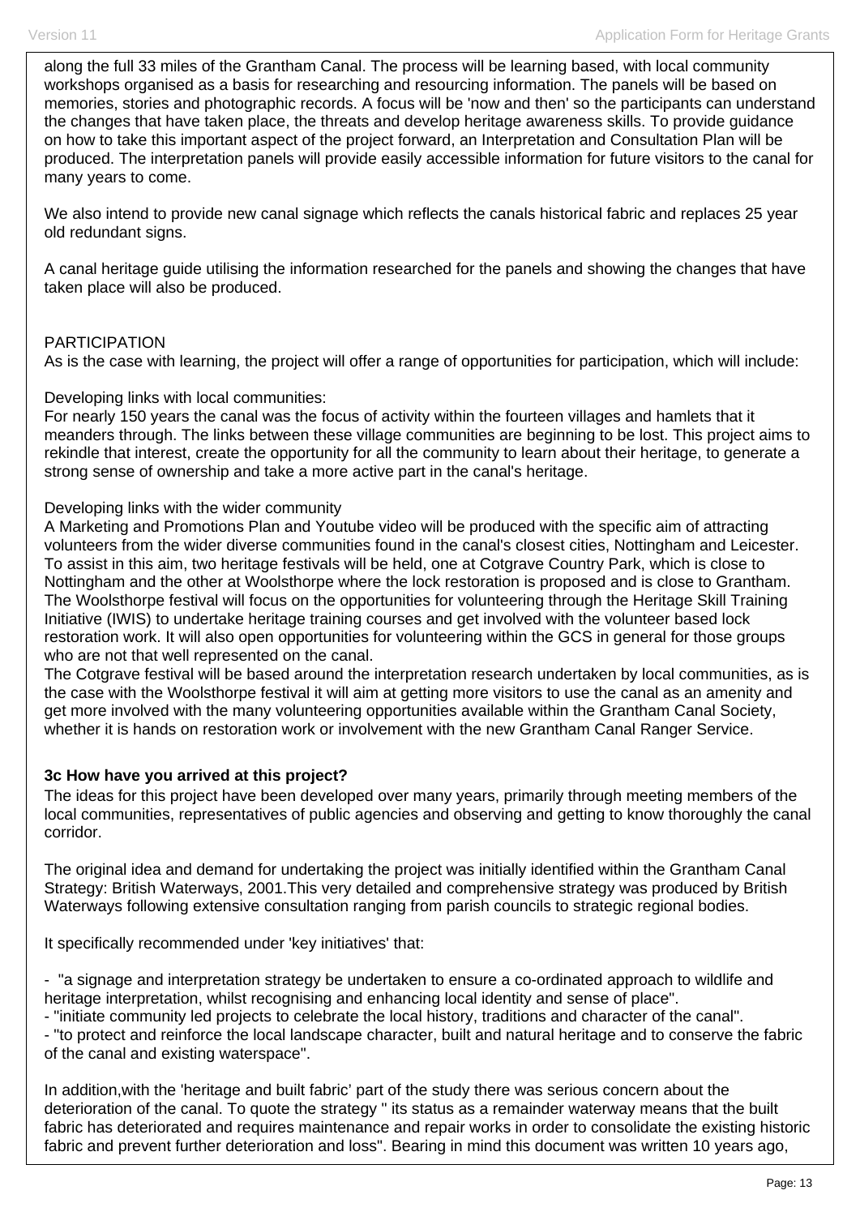along the full 33 miles of the Grantham Canal. The process will be learning based, with local community workshops organised as a basis for researching and resourcing information. The panels will be based on memories, stories and photographic records. A focus will be 'now and then' so the participants can understand the changes that have taken place, the threats and develop heritage awareness skills. To provide guidance on how to take this important aspect of the project forward, an Interpretation and Consultation Plan will be produced. The interpretation panels will provide easily accessible information for future visitors to the canal for many years to come.

We also intend to provide new canal signage which reflects the canals historical fabric and replaces 25 year old redundant signs.

A canal heritage guide utilising the information researched for the panels and showing the changes that have taken place will also be produced.

PARTICIPATION
As is the case with learning, the project will offer a range of opportunities for participation, which will include:

Developing links with local communities:
For nearly 150 years the canal was the focus of activity within the fourteen villages and hamlets that it meanders through. The links between these village communities are beginning to be lost. This project aims to rekindle that interest, create the opportunity for all the community to learn about their heritage, to generate a strong sense of ownership and take a more active part in the canal's heritage.

Developing links with the wider community
A Marketing and Promotions Plan and Youtube video will be produced with the specific aim of attracting volunteers from the wider diverse communities found in the canal's closest cities, Nottingham and Leicester. To assist in this aim, two heritage festivals will be held, one at Cotgrave Country Park, which is close to Nottingham and the other at Woolsthorpe where the lock restoration is proposed and is close to Grantham. The Woolsthorpe festival will focus on the opportunities for volunteering through the Heritage Skill Training Initiative (IWIS) to undertake heritage training courses and get involved with the volunteer based lock restoration work. It will also open opportunities for volunteering within the GCS in general for those groups who are not that well represented on the canal.
The Cotgrave festival will be based around the interpretation research undertaken by local communities, as is the case with the Woolsthorpe festival it will aim at getting more visitors to use the canal as an amenity and get more involved with the many volunteering opportunities available within the Grantham Canal Society, whether it is hands on restoration work or involvement with the new Grantham Canal Ranger Service.

**3c How have you arrived at this project?**

The ideas for this project have been developed over many years, primarily through meeting members of the local communities, representatives of public agencies and observing and getting to know thoroughly the canal corridor.

The original idea and demand for undertaking the project was initially identified within the Grantham Canal Strategy: British Waterways, 2001.This very detailed and comprehensive strategy was produced by British Waterways following extensive consultation ranging from parish councils to strategic regional bodies.

It specifically recommended under 'key initiatives' that:

- "a signage and interpretation strategy be undertaken to ensure a co-ordinated approach to wildlife and heritage interpretation, whilst recognising and enhancing local identity and sense of place".
- "initiate community led projects to celebrate the local history, traditions and character of the canal".
- "to protect and reinforce the local landscape character, built and natural heritage and to conserve the fabric of the canal and existing waterspace".

In addition,with the 'heritage and built fabric' part of the study there was serious concern about the deterioration of the canal. To quote the strategy " its status as a remainder waterway means that the built fabric has deteriorated and requires maintenance and repair works in order to consolidate the existing historic fabric and prevent further deterioration and loss". Bearing in mind this document was written 10 years ago,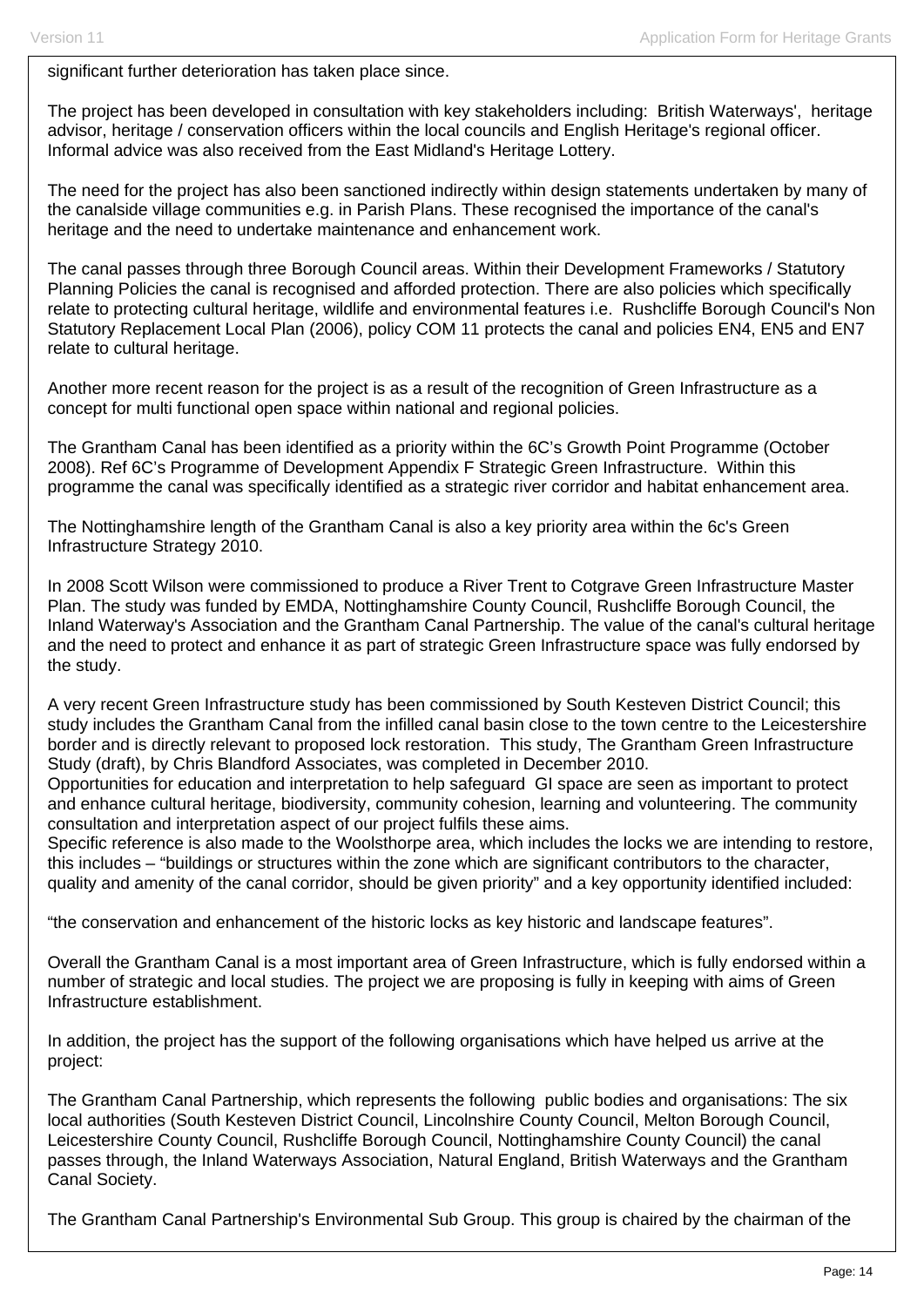significant further deterioration has taken place since.

The project has been developed in consultation with key stakeholders including: British Waterways', heritage advisor, heritage / conservation officers within the local councils and English Heritage's regional officer. Informal advice was also received from the East Midland's Heritage Lottery.

The need for the project has also been sanctioned indirectly within design statements undertaken by many of the canalside village communities e.g. in Parish Plans. These recognised the importance of the canal's heritage and the need to undertake maintenance and enhancement work.

The canal passes through three Borough Council areas. Within their Development Frameworks / Statutory Planning Policies the canal is recognised and afforded protection. There are also policies which specifically relate to protecting cultural heritage, wildlife and environmental features i.e. Rushcliffe Borough Council's Non Statutory Replacement Local Plan (2006), policy COM 11 protects the canal and policies EN4, EN5 and EN7 relate to cultural heritage.

Another more recent reason for the project is as a result of the recognition of Green Infrastructure as a concept for multi functional open space within national and regional policies.

The Grantham Canal has been identified as a priority within the 6C's Growth Point Programme (October 2008). Ref 6C's Programme of Development Appendix F Strategic Green Infrastructure. Within this programme the canal was specifically identified as a strategic river corridor and habitat enhancement area.

The Nottinghamshire length of the Grantham Canal is also a key priority area within the 6c's Green Infrastructure Strategy 2010.

In 2008 Scott Wilson were commissioned to produce a River Trent to Cotgrave Green Infrastructure Master Plan. The study was funded by EMDA, Nottinghamshire County Council, Rushcliffe Borough Council, the Inland Waterway's Association and the Grantham Canal Partnership. The value of the canal's cultural heritage and the need to protect and enhance it as part of strategic Green Infrastructure space was fully endorsed by the study.

A very recent Green Infrastructure study has been commissioned by South Kesteven District Council; this study includes the Grantham Canal from the infilled canal basin close to the town centre to the Leicestershire border and is directly relevant to proposed lock restoration. This study, The Grantham Green Infrastructure Study (draft), by Chris Blandford Associates, was completed in December 2010.
Opportunities for education and interpretation to help safeguard GI space are seen as important to protect and enhance cultural heritage, biodiversity, community cohesion, learning and volunteering. The community consultation and interpretation aspect of our project fulfils these aims.
Specific reference is also made to the Woolsthorpe area, which includes the locks we are intending to restore, this includes – "buildings or structures within the zone which are significant contributors to the character, quality and amenity of the canal corridor, should be given priority" and a key opportunity identified included:

"the conservation and enhancement of the historic locks as key historic and landscape features".

Overall the Grantham Canal is a most important area of Green Infrastructure, which is fully endorsed within a number of strategic and local studies. The project we are proposing is fully in keeping with aims of Green Infrastructure establishment.

In addition, the project has the support of the following organisations which have helped us arrive at the project:

The Grantham Canal Partnership, which represents the following public bodies and organisations: The six local authorities (South Kesteven District Council, Lincolnshire County Council, Melton Borough Council, Leicestershire County Council, Rushcliffe Borough Council, Nottinghamshire County Council) the canal passes through, the Inland Waterways Association, Natural England, British Waterways and the Grantham Canal Society.

The Grantham Canal Partnership's Environmental Sub Group. This group is chaired by the chairman of the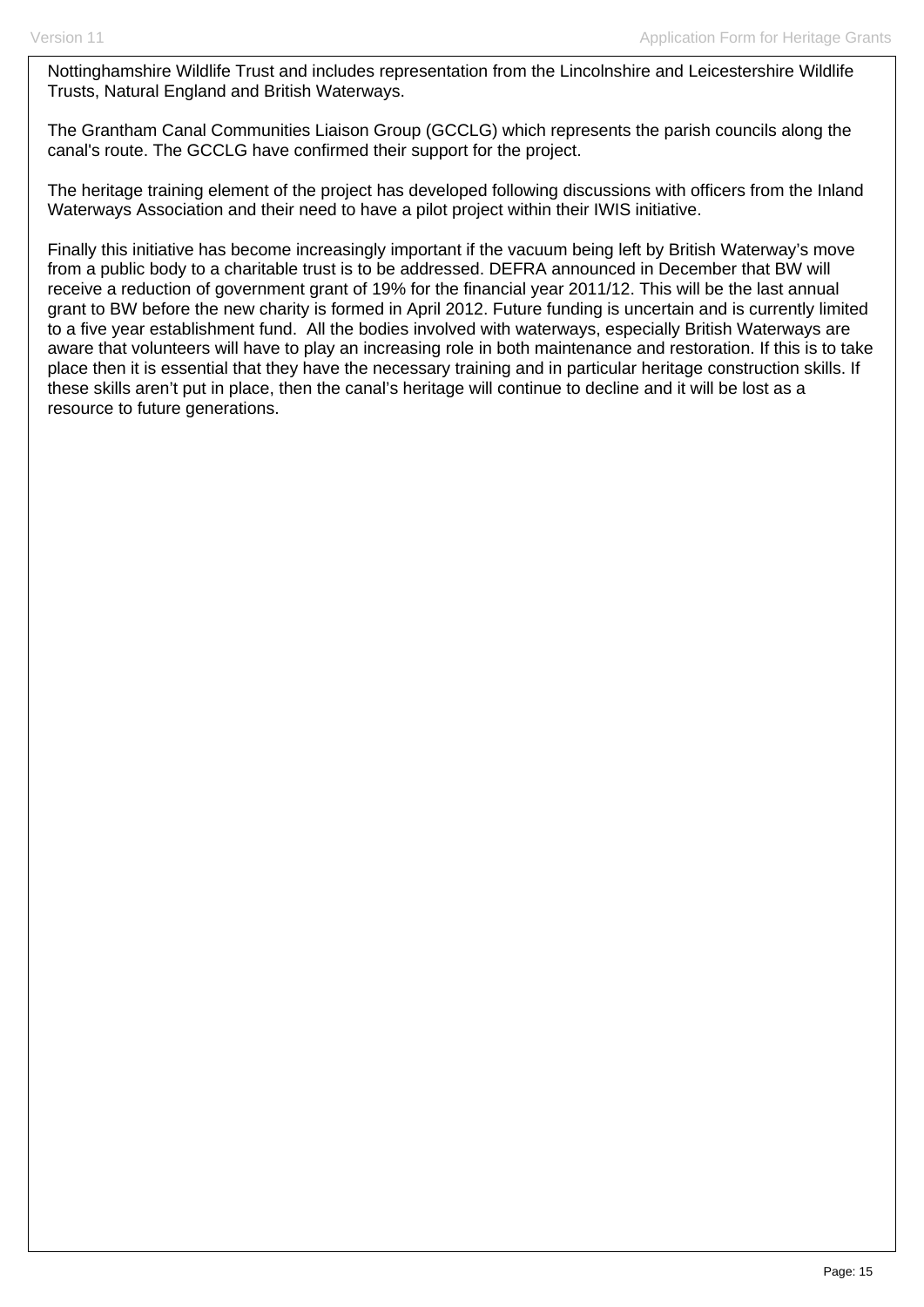Nottinghamshire Wildlife Trust and includes representation from the Lincolnshire and Leicestershire Wildlife Trusts, Natural England and British Waterways.

The Grantham Canal Communities Liaison Group (GCCLG) which represents the parish councils along the canal's route. The GCCLG have confirmed their support for the project.

The heritage training element of the project has developed following discussions with officers from the Inland Waterways Association and their need to have a pilot project within their IWIS initiative.

Finally this initiative has become increasingly important if the vacuum being left by British Waterway's move from a public body to a charitable trust is to be addressed. DEFRA announced in December that BW will receive a reduction of government grant of 19% for the financial year 2011/12. This will be the last annual grant to BW before the new charity is formed in April 2012. Future funding is uncertain and is currently limited to a five year establishment fund. All the bodies involved with waterways, especially British Waterways are aware that volunteers will have to play an increasing role in both maintenance and restoration. If this is to take place then it is essential that they have the necessary training and in particular heritage construction skills. If these skills aren't put in place, then the canal's heritage will continue to decline and it will be lost as a resource to future generations.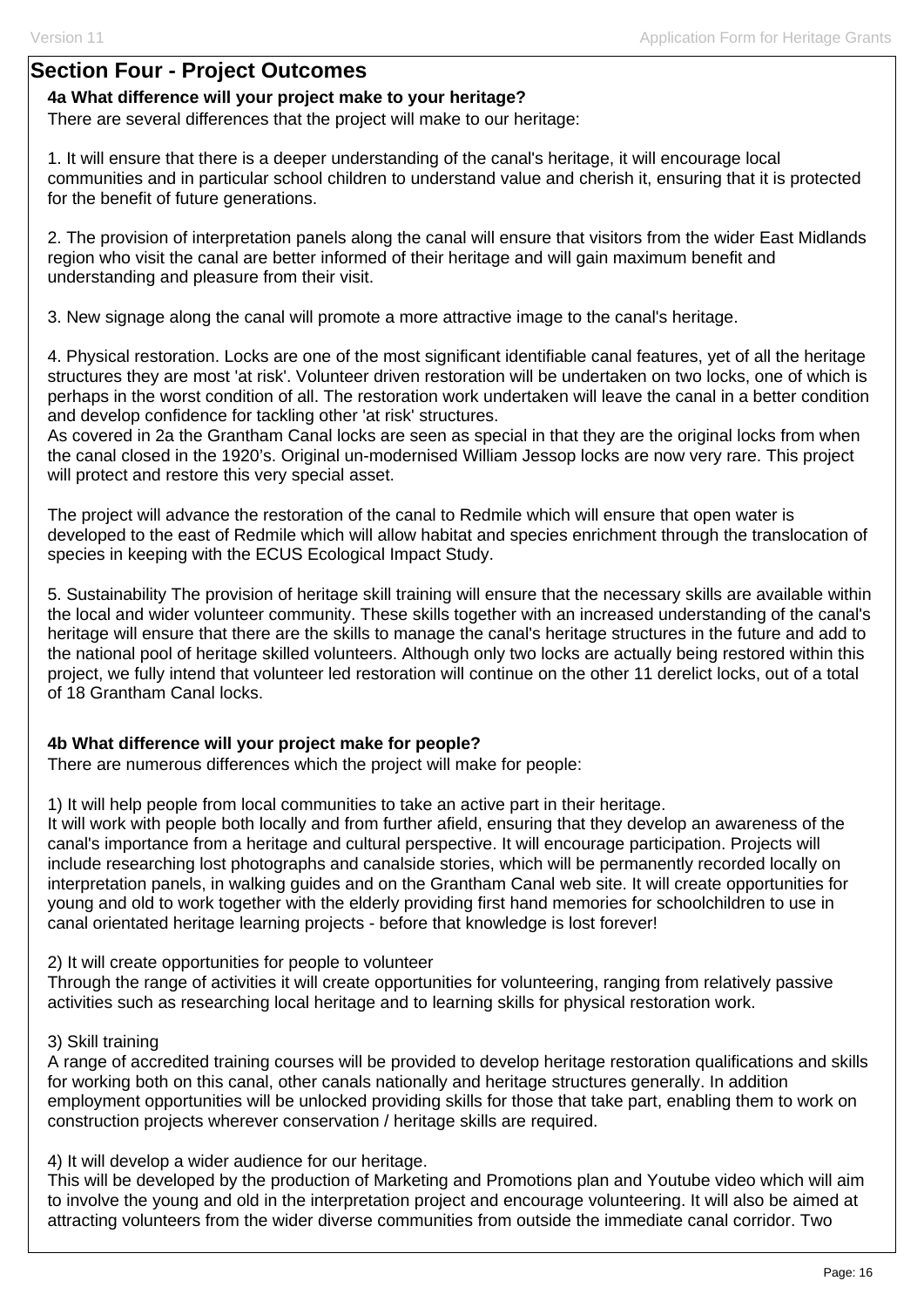## Section Four - Project Outcomes

**4a What difference will your project make to your heritage?**

There are several differences that the project will make to our heritage:

1. It will ensure that there is a deeper understanding of the canal's heritage, it will encourage local communities and in particular school children to understand value and cherish it, ensuring that it is protected for the benefit of future generations.

2. The provision of interpretation panels along the canal will ensure that visitors from the wider East Midlands region who visit the canal are better informed of their heritage and will gain maximum benefit and understanding and pleasure from their visit.

3. New signage along the canal will promote a more attractive image to the canal's heritage.

4. Physical restoration. Locks are one of the most significant identifiable canal features, yet of all the heritage structures they are most 'at risk'. Volunteer driven restoration will be undertaken on two locks, one of which is perhaps in the worst condition of all. The restoration work undertaken will leave the canal in a better condition and develop confidence for tackling other 'at risk' structures.
As covered in 2a the Grantham Canal locks are seen as special in that they are the original locks from when the canal closed in the 1920's. Original un-modernised William Jessop locks are now very rare. This project will protect and restore this very special asset.

The project will advance the restoration of the canal to Redmile which will ensure that open water is developed to the east of Redmile which will allow habitat and species enrichment through the translocation of species in keeping with the ECUS Ecological Impact Study.

5. Sustainability The provision of heritage skill training will ensure that the necessary skills are available within the local and wider volunteer community. These skills together with an increased understanding of the canal's heritage will ensure that there are the skills to manage the canal's heritage structures in the future and add to the national pool of heritage skilled volunteers. Although only two locks are actually being restored within this project, we fully intend that volunteer led restoration will continue on the other 11 derelict locks, out of a total of 18 Grantham Canal locks.

**4b What difference will your project make for people?**

There are numerous differences which the project will make for people:

1) It will help people from local communities to take an active part in their heritage.
It will work with people both locally and from further afield, ensuring that they develop an awareness of the canal's importance from a heritage and cultural perspective. It will encourage participation. Projects will include researching lost photographs and canalside stories, which will be permanently recorded locally on interpretation panels, in walking guides and on the Grantham Canal web site. It will create opportunities for young and old to work together with the elderly providing first hand memories for schoolchildren to use in canal orientated heritage learning projects - before that knowledge is lost forever!

2) It will create opportunities for people to volunteer
Through the range of activities it will create opportunities for volunteering, ranging from relatively passive activities such as researching local heritage and to learning skills for physical restoration work.

3) Skill training
A range of accredited training courses will be provided to develop heritage restoration qualifications and skills for working both on this canal, other canals nationally and heritage structures generally. In addition employment opportunities will be unlocked providing skills for those that take part, enabling them to work on construction projects wherever conservation / heritage skills are required.

4) It will develop a wider audience for our heritage.
This will be developed by the production of Marketing and Promotions plan and Youtube video which will aim to involve the young and old in the interpretation project and encourage volunteering. It will also be aimed at attracting volunteers from the wider diverse communities from outside the immediate canal corridor. Two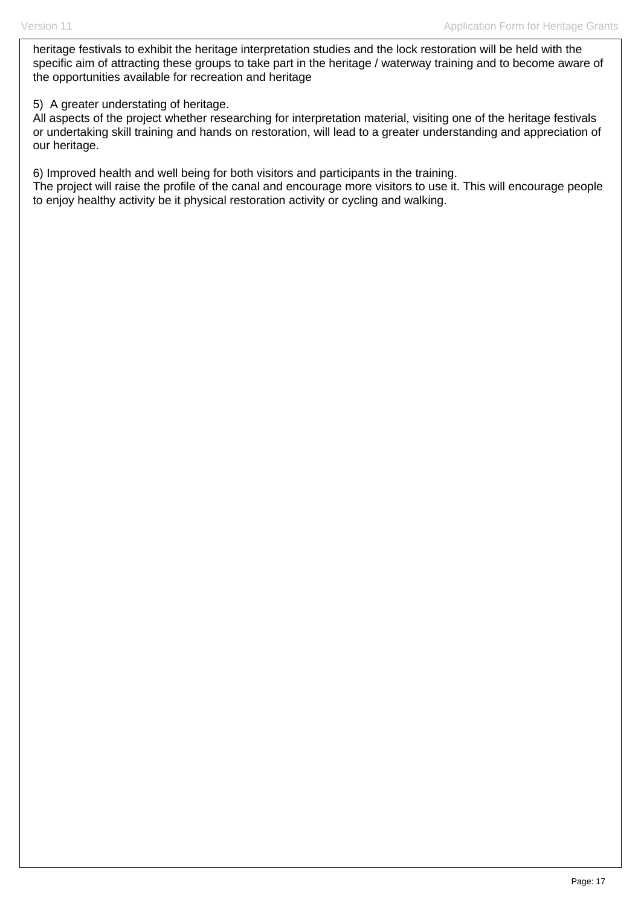heritage festivals to exhibit the heritage interpretation studies and the lock restoration will be held with the specific aim of attracting these groups to take part in the heritage / waterway training and to become aware of the opportunities available for recreation and heritage

5)  A greater understating of heritage.
All aspects of the project whether researching for interpretation material, visiting one of the heritage festivals or undertaking skill training and hands on restoration, will lead to a greater understanding and appreciation of our heritage.

6) Improved health and well being for both visitors and participants in the training.
The project will raise the profile of the canal and encourage more visitors to use it. This will encourage people to enjoy healthy activity be it physical restoration activity or cycling and walking.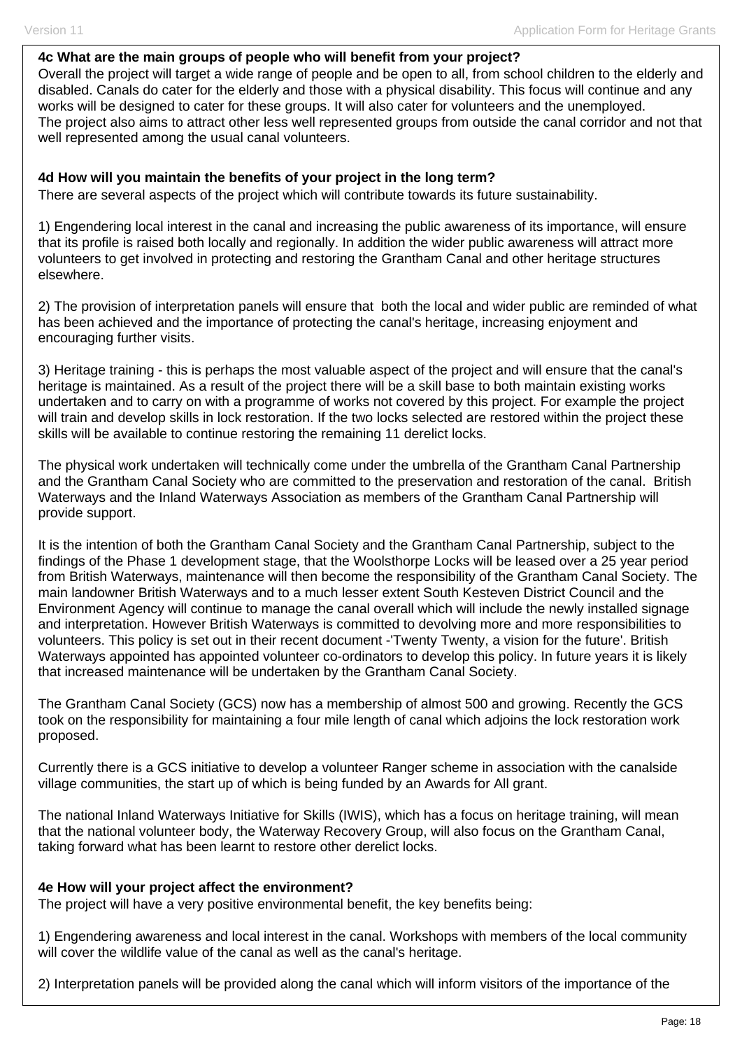**4c What are the main groups of people who will benefit from your project?**

Overall the project will target a wide range of people and be open to all, from school children to the elderly and disabled. Canals do cater for the elderly and those with a physical disability. This focus will continue and any works will be designed to cater for these groups. It will also cater for volunteers and the unemployed.
The project also aims to attract other less well represented groups from outside the canal corridor and not that well represented among the usual canal volunteers.

**4d How will you maintain the benefits of your project in the long term?**

There are several aspects of the project which will contribute towards its future sustainability.

1) Engendering local interest in the canal and increasing the public awareness of its importance, will ensure that its profile is raised both locally and regionally. In addition the wider public awareness will attract more volunteers to get involved in protecting and restoring the Grantham Canal and other heritage structures elsewhere.

2) The provision of interpretation panels will ensure that both the local and wider public are reminded of what has been achieved and the importance of protecting the canal's heritage, increasing enjoyment and encouraging further visits.

3) Heritage training - this is perhaps the most valuable aspect of the project and will ensure that the canal's heritage is maintained. As a result of the project there will be a skill base to both maintain existing works undertaken and to carry on with a programme of works not covered by this project. For example the project will train and develop skills in lock restoration. If the two locks selected are restored within the project these skills will be available to continue restoring the remaining 11 derelict locks.

The physical work undertaken will technically come under the umbrella of the Grantham Canal Partnership and the Grantham Canal Society who are committed to the preservation and restoration of the canal. British Waterways and the Inland Waterways Association as members of the Grantham Canal Partnership will provide support.

It is the intention of both the Grantham Canal Society and the Grantham Canal Partnership, subject to the findings of the Phase 1 development stage, that the Woolsthorpe Locks will be leased over a 25 year period from British Waterways, maintenance will then become the responsibility of the Grantham Canal Society. The main landowner British Waterways and to a much lesser extent South Kesteven District Council and the Environment Agency will continue to manage the canal overall which will include the newly installed signage and interpretation. However British Waterways is committed to devolving more and more responsibilities to volunteers. This policy is set out in their recent document -'Twenty Twenty, a vision for the future'. British Waterways appointed has appointed volunteer co-ordinators to develop this policy. In future years it is likely that increased maintenance will be undertaken by the Grantham Canal Society.

The Grantham Canal Society (GCS) now has a membership of almost 500 and growing. Recently the GCS took on the responsibility for maintaining a four mile length of canal which adjoins the lock restoration work proposed.

Currently there is a GCS initiative to develop a volunteer Ranger scheme in association with the canalside village communities, the start up of which is being funded by an Awards for All grant.

The national Inland Waterways Initiative for Skills (IWIS), which has a focus on heritage training, will mean that the national volunteer body, the Waterway Recovery Group, will also focus on the Grantham Canal, taking forward what has been learnt to restore other derelict locks.

**4e How will your project affect the environment?**

The project will have a very positive environmental benefit, the key benefits being:

1) Engendering awareness and local interest in the canal. Workshops with members of the local community will cover the wildlife value of the canal as well as the canal's heritage.

2) Interpretation panels will be provided along the canal which will inform visitors of the importance of the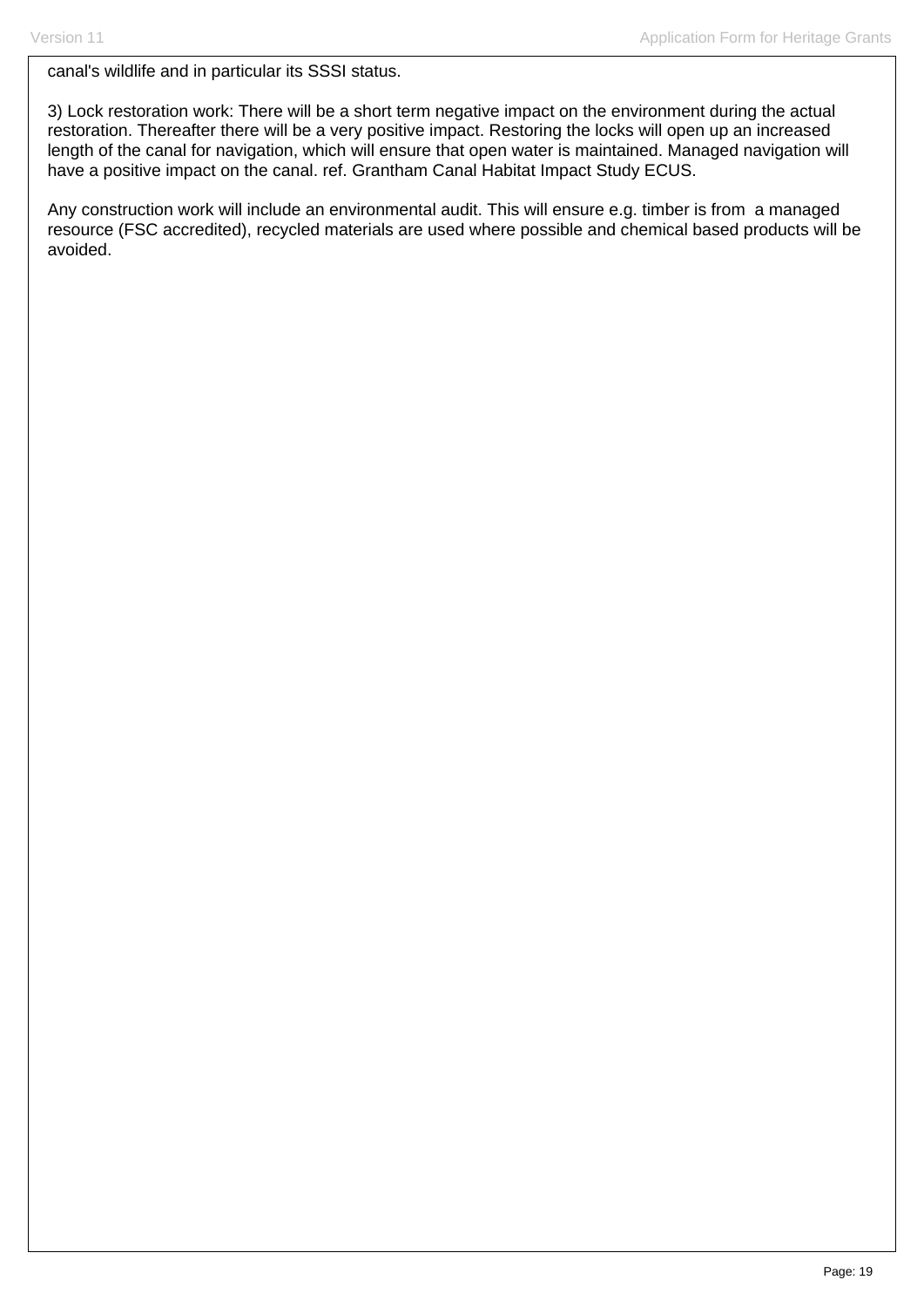canal's wildlife and in particular its SSSI status.

3) Lock restoration work: There will be a short term negative impact on the environment during the actual restoration. Thereafter there will be a very positive impact. Restoring the locks will open up an increased length of the canal for navigation, which will ensure that open water is maintained. Managed navigation will have a positive impact on the canal. ref. Grantham Canal Habitat Impact Study ECUS.

Any construction work will include an environmental audit. This will ensure e.g. timber is from a managed resource (FSC accredited), recycled materials are used where possible and chemical based products will be avoided.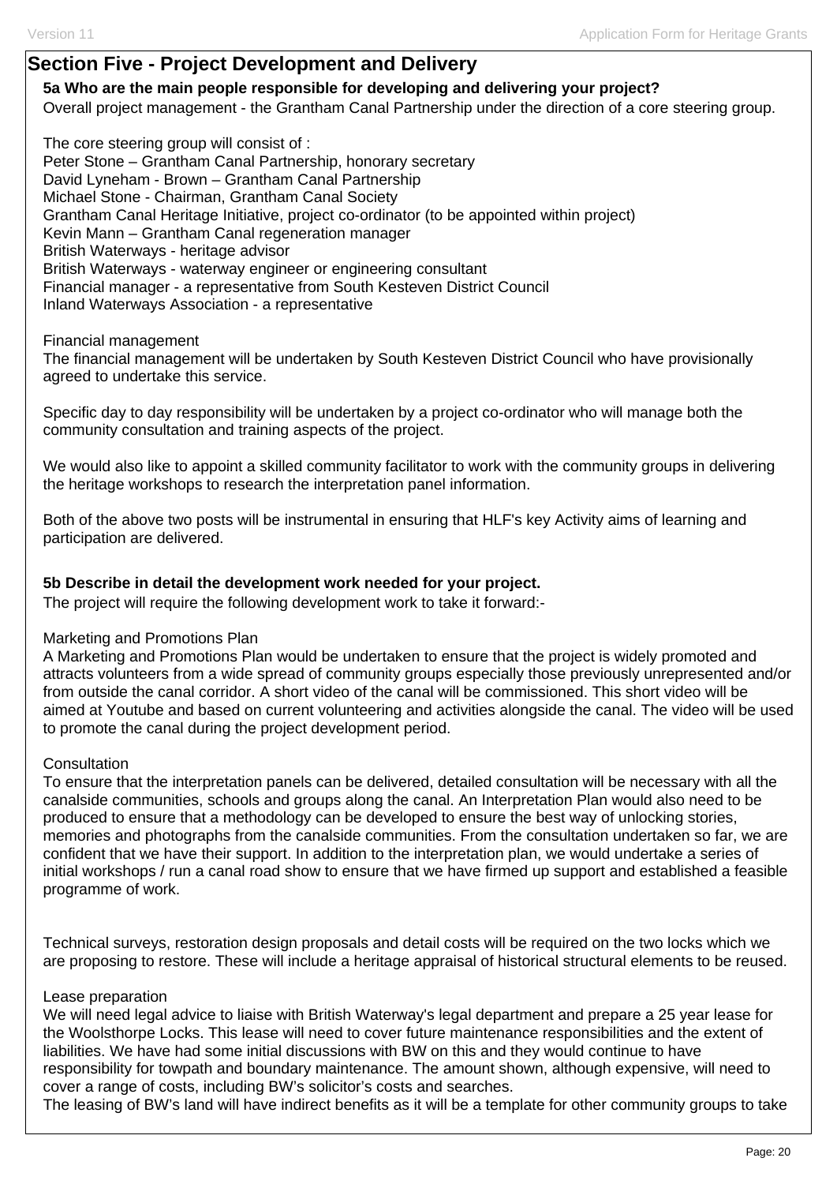## Section Five - Project Development and Delivery

**5a Who are the main people responsible for developing and delivering your project?**

Overall project management - the Grantham Canal Partnership under the direction of a core steering group.

The core steering group will consist of :
Peter Stone – Grantham Canal Partnership, honorary secretary
David Lyneham - Brown – Grantham Canal Partnership
Michael Stone - Chairman, Grantham Canal Society
Grantham Canal Heritage Initiative, project co-ordinator (to be appointed within project)
Kevin Mann – Grantham Canal regeneration manager
British Waterways - heritage advisor
British Waterways - waterway engineer or engineering consultant
Financial manager - a representative from South Kesteven District Council
Inland Waterways Association - a representative

Financial management
The financial management will be undertaken by South Kesteven District Council who have provisionally agreed to undertake this service.

Specific day to day responsibility will be undertaken by a project co-ordinator who will manage both the community consultation and training aspects of the project.

We would also like to appoint a skilled community facilitator to work with the community groups in delivering the heritage workshops to research the interpretation panel information.

Both of the above two posts will be instrumental in ensuring that HLF's key Activity aims of learning and participation are delivered.

**5b Describe in detail the development work needed for your project.**

The project will require the following development work to take it forward:-

Marketing and Promotions Plan
A Marketing and Promotions Plan would be undertaken to ensure that the project is widely promoted and attracts volunteers from a wide spread of community groups especially those previously unrepresented and/or from outside the canal corridor. A short video of the canal will be commissioned. This short video will be aimed at Youtube and based on current volunteering and activities alongside the canal. The video will be used to promote the canal during the project development period.

Consultation
To ensure that the interpretation panels can be delivered, detailed consultation will be necessary with all the canalside communities, schools and groups along the canal. An Interpretation Plan would also need to be produced to ensure that a methodology can be developed to ensure the best way of unlocking stories, memories and photographs from the canalside communities. From the consultation undertaken so far, we are confident that we have their support. In addition to the interpretation plan, we would undertake a series of initial workshops / run a canal road show to ensure that we have firmed up support and established a feasible programme of work.

Technical surveys, restoration design proposals and detail costs will be required on the two locks which we are proposing to restore. These will include a heritage appraisal of historical structural elements to be reused.

Lease preparation
We will need legal advice to liaise with British Waterway's legal department and prepare a 25 year lease for the Woolsthorpe Locks. This lease will need to cover future maintenance responsibilities and the extent of liabilities. We have had some initial discussions with BW on this and they would continue to have responsibility for towpath and boundary maintenance. The amount shown, although expensive, will need to cover a range of costs, including BW's solicitor's costs and searches.
The leasing of BW's land will have indirect benefits as it will be a template for other community groups to take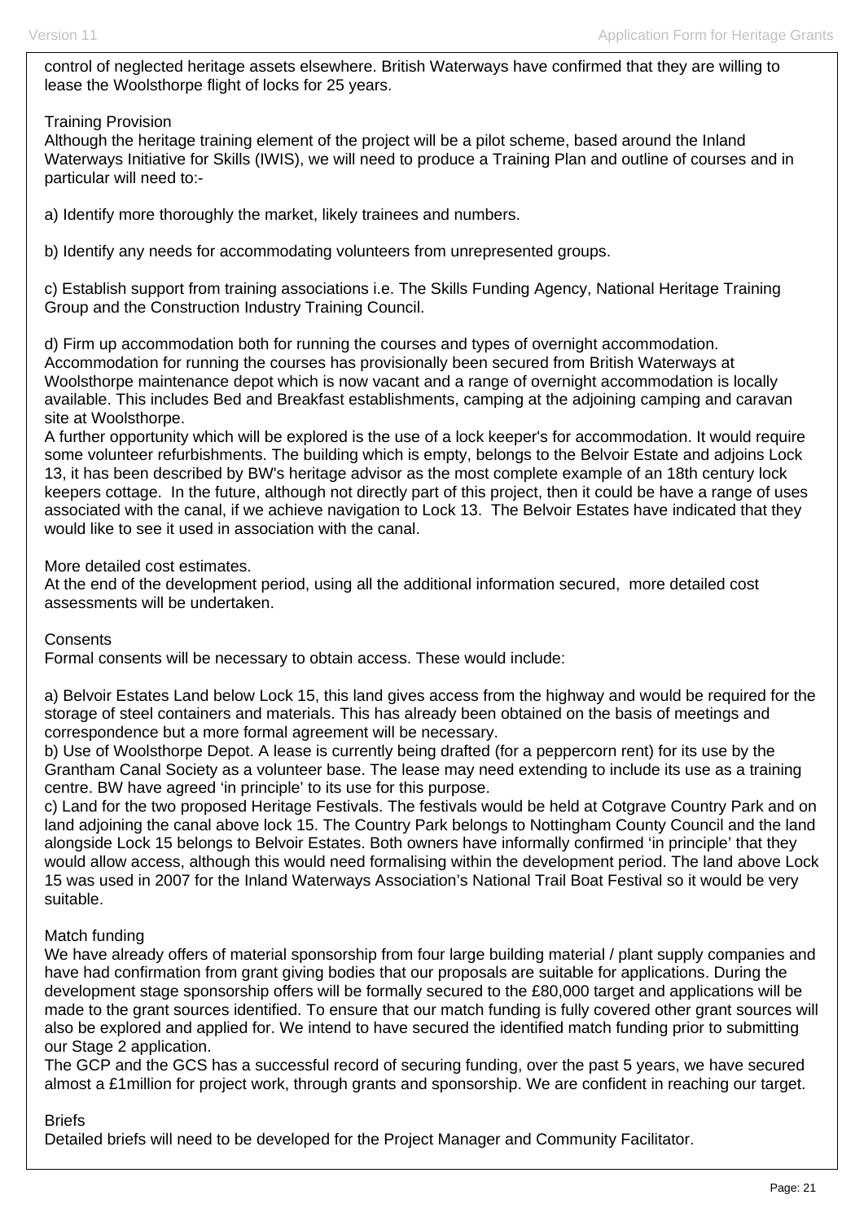control of neglected heritage assets elsewhere. British Waterways have confirmed that they are willing to lease the Woolsthorpe flight of locks for 25 years.

Training Provision
Although the heritage training element of the project will be a pilot scheme, based around the Inland Waterways Initiative for Skills (IWIS), we will need to produce a Training Plan and outline of courses and in particular will need to:-

a) Identify more thoroughly the market, likely trainees and numbers.

b) Identify any needs for accommodating volunteers from unrepresented groups.

c) Establish support from training associations i.e. The Skills Funding Agency, National Heritage Training Group and the Construction Industry Training Council.

d) Firm up accommodation both for running the courses and types of overnight accommodation. Accommodation for running the courses has provisionally been secured from British Waterways at Woolsthorpe maintenance depot which is now vacant and a range of overnight accommodation is locally available. This includes Bed and Breakfast establishments, camping at the adjoining camping and caravan site at Woolsthorpe.
A further opportunity which will be explored is the use of a lock keeper's for accommodation. It would require some volunteer refurbishments. The building which is empty, belongs to the Belvoir Estate and adjoins Lock 13, it has been described by BW's heritage advisor as the most complete example of an 18th century lock keepers cottage. In the future, although not directly part of this project, then it could be have a range of uses associated with the canal, if we achieve navigation to Lock 13. The Belvoir Estates have indicated that they would like to see it used in association with the canal.

More detailed cost estimates.
At the end of the development period, using all the additional information secured, more detailed cost assessments will be undertaken.

Consents
Formal consents will be necessary to obtain access. These would include:

a) Belvoir Estates Land below Lock 15, this land gives access from the highway and would be required for the storage of steel containers and materials. This has already been obtained on the basis of meetings and correspondence but a more formal agreement will be necessary.
b) Use of Woolsthorpe Depot. A lease is currently being drafted (for a peppercorn rent) for its use by the Grantham Canal Society as a volunteer base. The lease may need extending to include its use as a training centre. BW have agreed 'in principle' to its use for this purpose.
c) Land for the two proposed Heritage Festivals. The festivals would be held at Cotgrave Country Park and on land adjoining the canal above lock 15. The Country Park belongs to Nottingham County Council and the land alongside Lock 15 belongs to Belvoir Estates. Both owners have informally confirmed 'in principle' that they would allow access, although this would need formalising within the development period. The land above Lock 15 was used in 2007 for the Inland Waterways Association's National Trail Boat Festival so it would be very suitable.

Match funding
We have already offers of material sponsorship from four large building material / plant supply companies and have had confirmation from grant giving bodies that our proposals are suitable for applications. During the development stage sponsorship offers will be formally secured to the £80,000 target and applications will be made to the grant sources identified. To ensure that our match funding is fully covered other grant sources will also be explored and applied for. We intend to have secured the identified match funding prior to submitting our Stage 2 application.
The GCP and the GCS has a successful record of securing funding, over the past 5 years, we have secured almost a £1million for project work, through grants and sponsorship. We are confident in reaching our target.

Briefs
Detailed briefs will need to be developed for the Project Manager and Community Facilitator.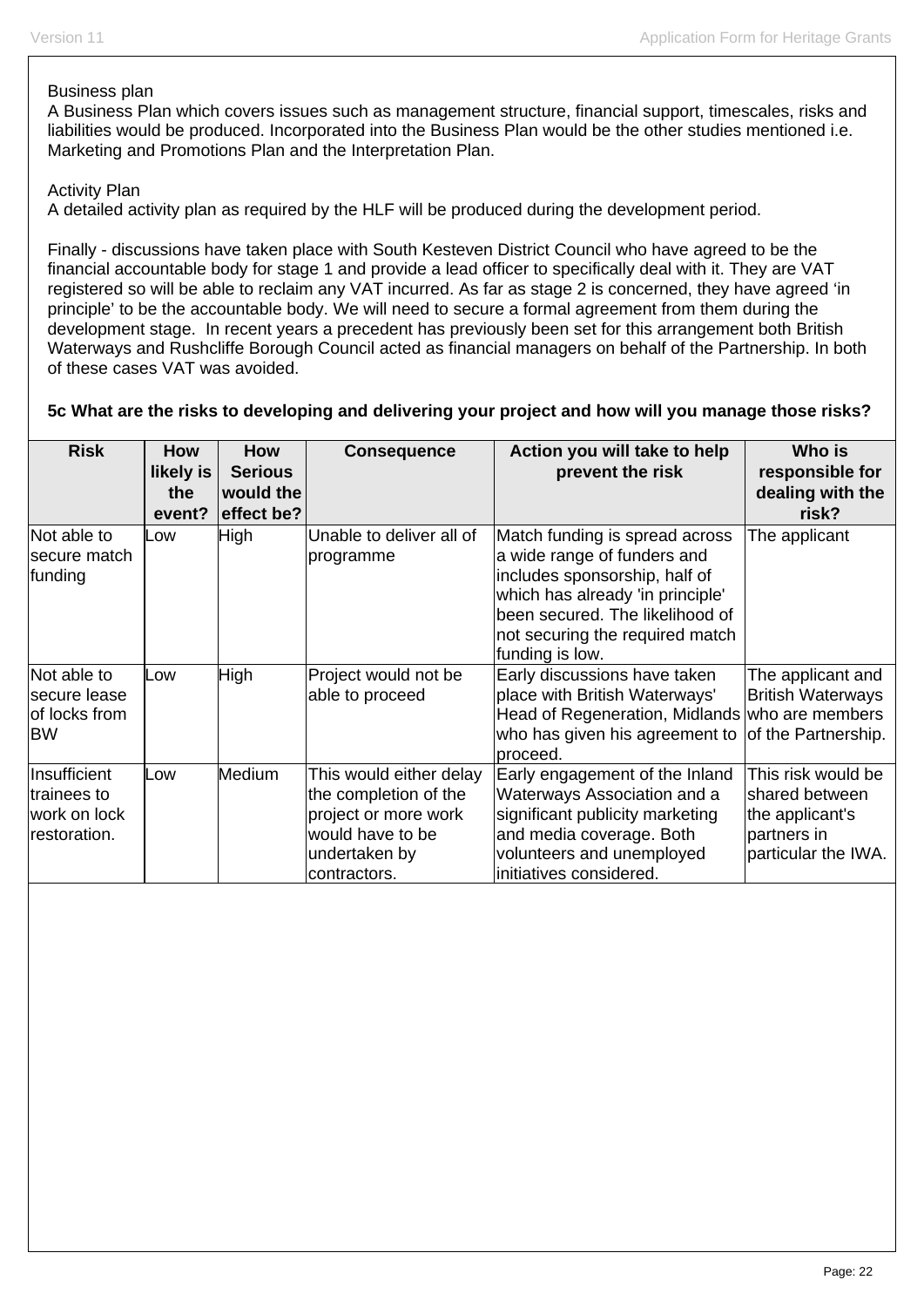Business plan
A Business Plan which covers issues such as management structure, financial support, timescales, risks and liabilities would be produced. Incorporated into the Business Plan would be the other studies mentioned i.e. Marketing and Promotions Plan and the Interpretation Plan.

Activity Plan
A detailed activity plan as required by the HLF will be produced during the development period.

Finally - discussions have taken place with South Kesteven District Council who have agreed to be the financial accountable body for stage 1 and provide a lead officer to specifically deal with it. They are VAT registered so will be able to reclaim any VAT incurred. As far as stage 2 is concerned, they have agreed 'in principle' to be the accountable body. We will need to secure a formal agreement from them during the development stage. In recent years a precedent has previously been set for this arrangement both British Waterways and Rushcliffe Borough Council acted as financial managers on behalf of the Partnership. In both of these cases VAT was avoided.

**5c What are the risks to developing and delivering your project and how will you manage those risks?**

| Risk | How likely is the event? | How Serious would the effect be? | Consequence | Action you will take to help prevent the risk | Who is responsible for dealing with the risk? |
|---|---|---|---|---|---|
| Not able to secure match funding | Low | High | Unable to deliver all of programme | Match funding is spread across a wide range of funders and includes sponsorship, half of which has already 'in principle' been secured. The likelihood of not securing the required match funding is low. | The applicant |
| Not able to secure lease of locks from BW | Low | High | Project would not be able to proceed | Early discussions have taken place with British Waterways' Head of Regeneration, Midlands who has given his agreement to proceed. | The applicant and British Waterways who are members of the Partnership. |
| Insufficient trainees to work on lock restoration. | Low | Medium | This would either delay the completion of the project or more work would have to be undertaken by contractors. | Early engagement of the Inland Waterways Association and a significant publicity marketing and media coverage. Both volunteers and unemployed initiatives considered. | This risk would be shared between the applicant's partners in particular the IWA. |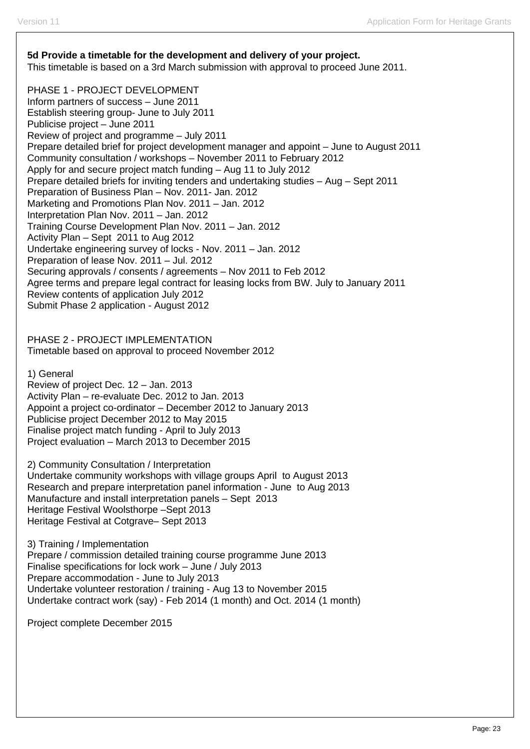**5d Provide a timetable for the development and delivery of your project.**
This timetable is based on a 3rd March submission with approval to proceed June 2011.

PHASE 1 - PROJECT DEVELOPMENT
Inform partners of success – June 2011
Establish steering group- June to July 2011
Publicise project – June 2011
Review of project and programme – July 2011
Prepare detailed brief for project development manager and appoint – June to August 2011
Community consultation / workshops – November 2011 to February 2012
Apply for and secure project match funding – Aug 11 to July 2012
Prepare detailed briefs for inviting tenders and undertaking studies – Aug – Sept 2011
Preparation of Business Plan – Nov. 2011- Jan. 2012
Marketing and Promotions Plan Nov. 2011 – Jan. 2012
Interpretation Plan Nov. 2011 – Jan. 2012
Training Course Development Plan Nov. 2011 – Jan. 2012
Activity Plan – Sept 2011 to Aug 2012
Undertake engineering survey of locks - Nov. 2011 – Jan. 2012
Preparation of lease Nov. 2011 – Jul. 2012
Securing approvals / consents / agreements – Nov 2011 to Feb 2012
Agree terms and prepare legal contract for leasing locks from BW. July to January 2011
Review contents of application July 2012
Submit Phase 2 application - August 2012

PHASE 2 - PROJECT IMPLEMENTATION
Timetable based on approval to proceed November 2012

1) General
Review of project Dec. 12 – Jan. 2013
Activity Plan – re-evaluate Dec. 2012 to Jan. 2013
Appoint a project co-ordinator – December 2012 to January 2013
Publicise project December 2012 to May 2015
Finalise project match funding - April to July 2013
Project evaluation – March 2013 to December 2015

2) Community Consultation / Interpretation
Undertake community workshops with village groups April to August 2013
Research and prepare interpretation panel information - June to Aug 2013
Manufacture and install interpretation panels – Sept 2013
Heritage Festival Woolsthorpe –Sept 2013
Heritage Festival at Cotgrave– Sept 2013

3) Training / Implementation
Prepare / commission detailed training course programme June 2013
Finalise specifications for lock work – June / July 2013
Prepare accommodation - June to July 2013
Undertake volunteer restoration / training - Aug 13 to November 2015
Undertake contract work (say) - Feb 2014 (1 month) and Oct. 2014 (1 month)

Project complete December 2015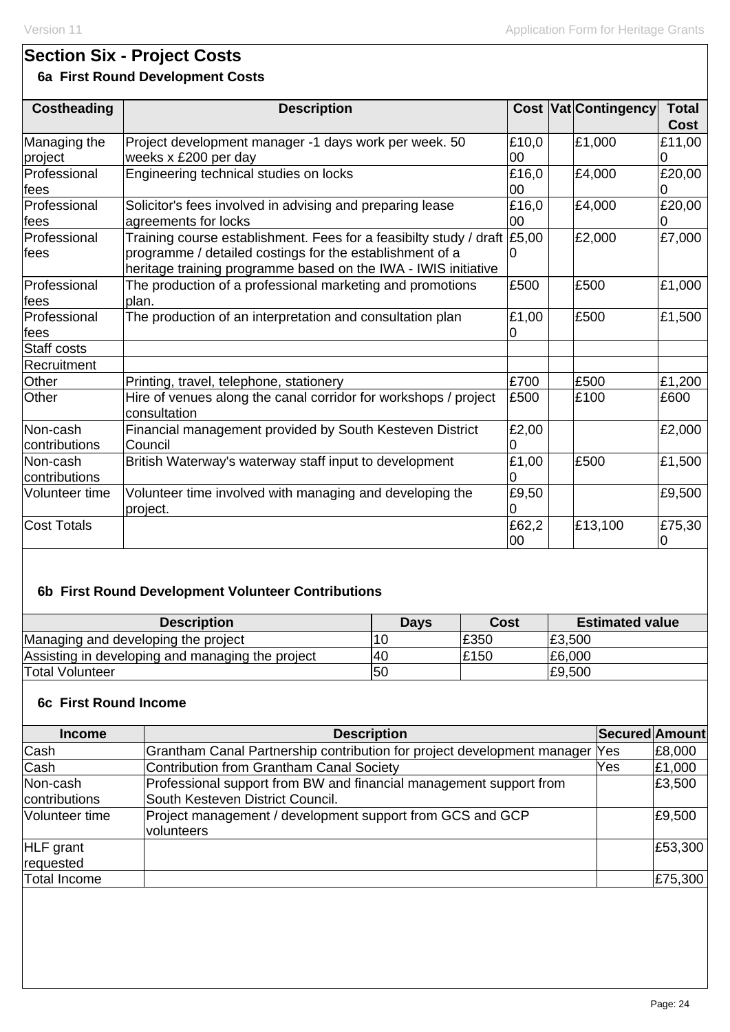## Section Six - Project Costs

### 6a First Round Development Costs

| Costheading | Description | Cost | Vat | Contingency | Total Cost |
|---|---|---|---|---|---|
| Managing the project | Project development manager -1 days work per week. 50 weeks x £200 per day | £10,000 | | £1,000 | £11,000 |
| Professional fees | Engineering technical studies on locks | £16,000 | | £4,000 | £20,000 |
| Professional fees | Solicitor's fees involved in advising and preparing lease agreements for locks | £16,000 | | £4,000 | £20,000 |
| Professional fees | Training course establishment. Fees for a feasibilty study / draft programme / detailed costings for the establishment of a heritage training programme based on the IWA - IWIS initiative | £5,000 | | £2,000 | £7,000 |
| Professional fees | The production of a professional marketing and promotions plan. | £500 | | £500 | £1,000 |
| Professional fees | The production of an interpretation and consultation plan | £1,000 | | £500 | £1,500 |
| Staff costs | | | | | |
| Recruitment | | | | | |
| Other | Printing, travel, telephone, stationery | £700 | | £500 | £1,200 |
| Other | Hire of venues along the canal corridor for workshops / project consultation | £500 | | £100 | £600 |
| Non-cash contributions | Financial management provided by South Kesteven District Council | £2,000 | | | £2,000 |
| Non-cash contributions | British Waterway's waterway staff input to development | £1,000 | | £500 | £1,500 |
| Volunteer time | Volunteer time involved with managing and developing the project. | £9,500 | | | £9,500 |
| Cost Totals | | £62,200 | | £13,100 | £75,300 |

### 6b First Round Development Volunteer Contributions

| Description | Days | Cost | Estimated value |
|---|---|---|---|
| Managing and developing the project | 10 | £350 | £3,500 |
| Assisting in developing and managing the project | 40 | £150 | £6,000 |
| Total Volunteer | 50 | | £9,500 |

### 6c First Round Income

| Income | Description | Secured | Amount |
|---|---|---|---|
| Cash | Grantham Canal Partnership contribution for project development manager | Yes | £8,000 |
| Cash | Contribution from Grantham Canal Society | Yes | £1,000 |
| Non-cash contributions | Professional support from BW and financial management support from South Kesteven District Council. | | £3,500 |
| Volunteer time | Project management / development support from GCS and GCP volunteers | | £9,500 |
| HLF grant requested | | | £53,300 |
| Total Income | | | £75,300 |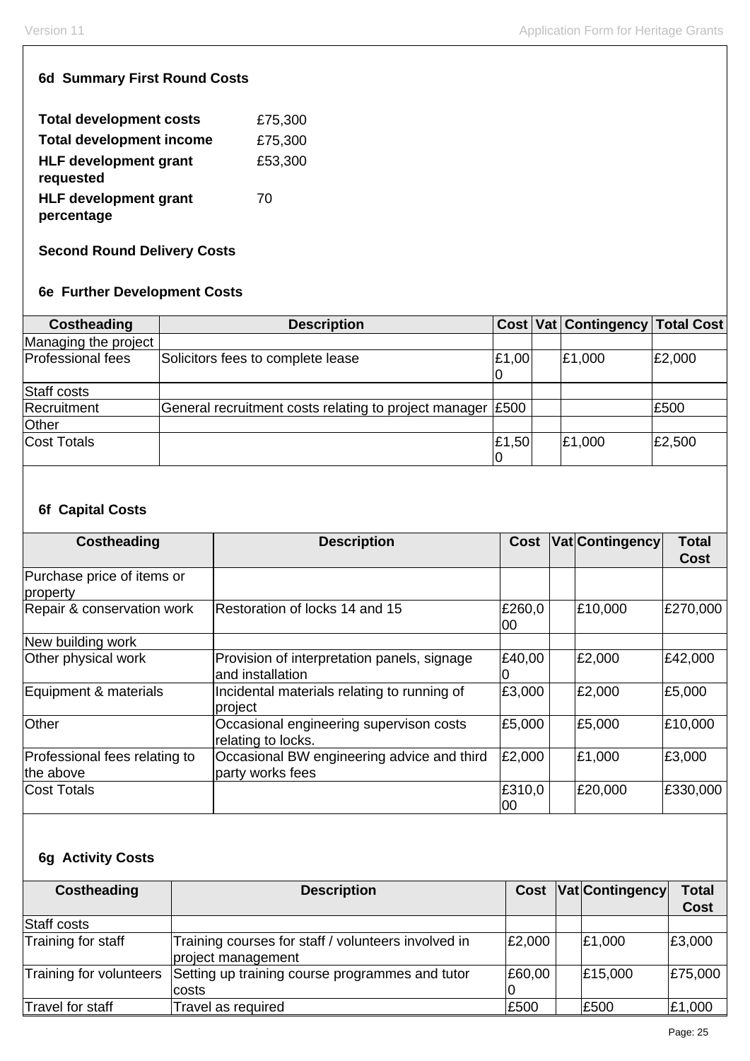### 6d Summary First Round Costs

| | |
|---|---|
| **Total development costs** | £75,300 |
| **Total development income** | £75,300 |
| **HLF development grant requested** | £53,300 |
| **HLF development grant percentage** | 70 |

### Second Round Delivery Costs

### 6e Further Development Costs

| Costheading | Description | Cost | Vat | Contingency | Total Cost |
|---|---|---|---|---|---|
| Managing the project | | | | | |
| Professional fees | Solicitors fees to complete lease | £1,000 | | £1,000 | £2,000 |
| Staff costs | | | | | |
| Recruitment | General recruitment costs relating to project manager | £500 | | | £500 |
| Other | | | | | |
| Cost Totals | | £1,500 | | £1,000 | £2,500 |

### 6f Capital Costs

| Costheading | Description | Cost | Vat | Contingency | Total Cost |
|---|---|---|---|---|---|
| Purchase price of items or property | | | | | |
| Repair & conservation work | Restoration of locks 14 and 15 | £260,000 | | £10,000 | £270,000 |
| New building work | | | | | |
| Other physical work | Provision of interpretation panels, signage and installation | £40,000 | | £2,000 | £42,000 |
| Equipment & materials | Incidental materials relating to running of project | £3,000 | | £2,000 | £5,000 |
| Other | Occasional engineering supervison costs relating to locks. | £5,000 | | £5,000 | £10,000 |
| Professional fees relating to the above | Occasional BW engineering advice and third party works fees | £2,000 | | £1,000 | £3,000 |
| Cost Totals | | £310,000 | | £20,000 | £330,000 |

### 6g Activity Costs

| Costheading | Description | Cost | Vat | Contingency | Total Cost |
|---|---|---|---|---|---|
| Staff costs | | | | | |
| Training for staff | Training courses for staff / volunteers involved in project management | £2,000 | | £1,000 | £3,000 |
| Training for volunteers | Setting up training course programmes and tutor costs | £60,000 | | £15,000 | £75,000 |
| Travel for staff | Travel as required | £500 | | £500 | £1,000 |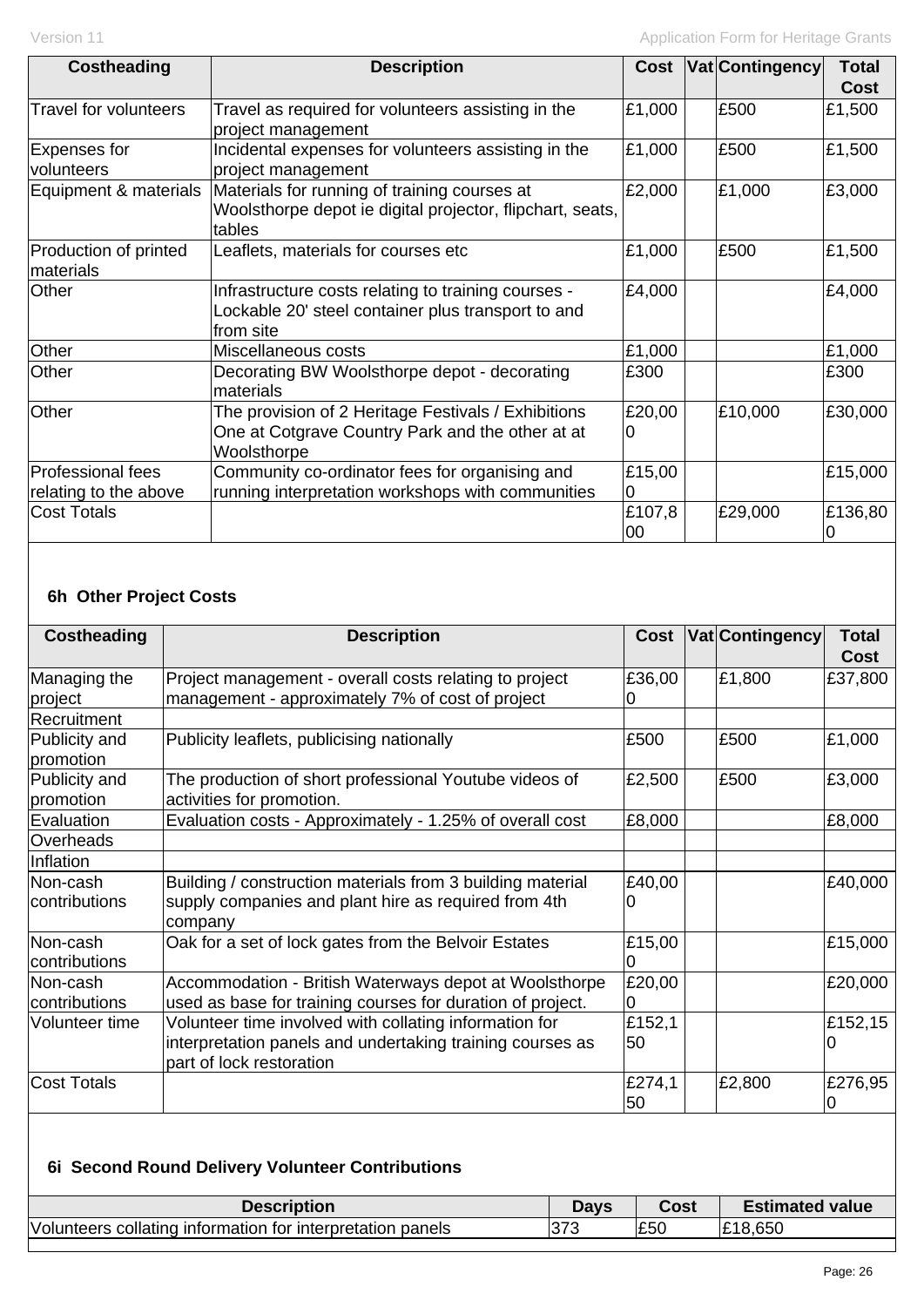| Costheading | Description | Cost | Vat | Contingency | Total Cost |
|---|---|---|---|---|---|
| Travel for volunteers | Travel as required for volunteers assisting in the project management | £1,000 | | £500 | £1,500 |
| Expenses for volunteers | Incidental expenses for volunteers assisting in the project management | £1,000 | | £500 | £1,500 |
| Equipment & materials | Materials for running of training courses at Woolsthorpe depot ie digital projector, flipchart, seats, tables | £2,000 | | £1,000 | £3,000 |
| Production of printed materials | Leaflets, materials for courses etc | £1,000 | | £500 | £1,500 |
| Other | Infrastructure costs relating to training courses - Lockable 20' steel container plus transport to and from site | £4,000 | | | £4,000 |
| Other | Miscellaneous costs | £1,000 | | | £1,000 |
| Other | Decorating BW Woolsthorpe depot - decorating materials | £300 | | | £300 |
| Other | The provision of 2 Heritage Festivals / Exhibitions One at Cotgrave Country Park and the other at at Woolsthorpe | £20,000 | | £10,000 | £30,000 |
| Professional fees relating to the above | Community co-ordinator fees for organising and running interpretation workshops with communities | £15,000 | | | £15,000 |
| Cost Totals | | £107,800 | | £29,000 | £136,800 |

### 6h Other Project Costs

| Costheading | Description | Cost | Vat | Contingency | Total Cost |
|---|---|---|---|---|---|
| Managing the project | Project management - overall costs relating to project management - approximately 7% of cost of project | £36,000 | | £1,800 | £37,800 |
| Recruitment | | | | | |
| Publicity and promotion | Publicity leaflets, publicising nationally | £500 | | £500 | £1,000 |
| Publicity and promotion | The production of short professional Youtube videos of activities for promotion. | £2,500 | | £500 | £3,000 |
| Evaluation | Evaluation costs - Approximately - 1.25% of overall cost | £8,000 | | | £8,000 |
| Overheads | | | | | |
| Inflation | | | | | |
| Non-cash contributions | Building / construction materials from 3 building material supply companies and plant hire as required from 4th company | £40,000 | | | £40,000 |
| Non-cash contributions | Oak for a set of lock gates from the Belvoir Estates | £15,000 | | | £15,000 |
| Non-cash contributions | Accommodation - British Waterways depot at Woolsthorpe used as base for training courses for duration of project. | £20,000 | | | £20,000 |
| Volunteer time | Volunteer time involved with collating information for interpretation panels and undertaking training courses as part of lock restoration | £152,150 | | | £152,150 |
| Cost Totals | | £274,150 | | £2,800 | £276,950 |

### 6i Second Round Delivery Volunteer Contributions

| Description | Days | Cost | Estimated value |
|---|---|---|---|
| Volunteers collating information for interpretation panels | 373 | £50 | £18,650 |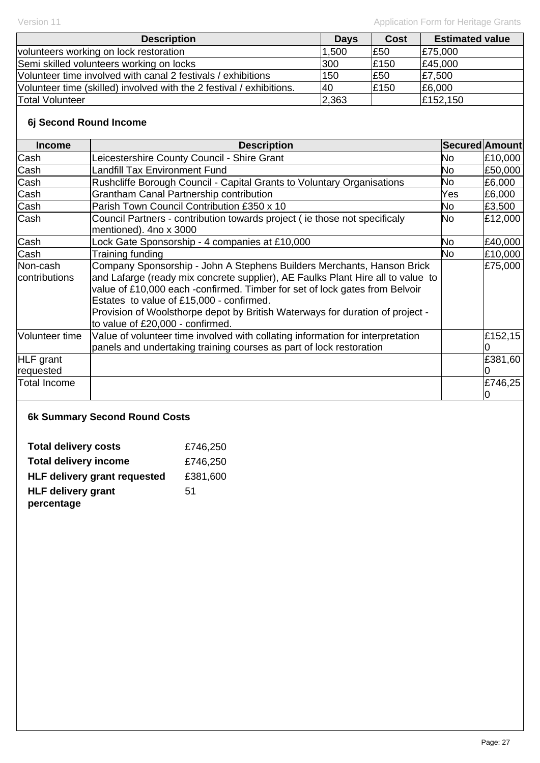| Description | Days | Cost | Estimated value |
|---|---|---|---|
| volunteers working on lock restoration | 1,500 | £50 | £75,000 |
| Semi skilled volunteers working on locks | 300 | £150 | £45,000 |
| Volunteer time involved with canal 2 festivals / exhibitions | 150 | £50 | £7,500 |
| Volunteer time (skilled) involved with the 2 festival / exhibitions. | 40 | £150 | £6,000 |
| Total Volunteer | 2,363 | | £152,150 |

### 6j Second Round Income

| Income | Description | Secured | Amount |
|---|---|---|---|
| Cash | Leicestershire County Council - Shire Grant | No | £10,000 |
| Cash | Landfill Tax Environment Fund | No | £50,000 |
| Cash | Rushcliffe Borough Council - Capital Grants to Voluntary Organisations | No | £6,000 |
| Cash | Grantham Canal Partnership contribution | Yes | £6,000 |
| Cash | Parish Town Council Contribution £350 x 10 | No | £3,500 |
| Cash | Council Partners - contribution towards project ( ie those not specificaly mentioned). 4no x 3000 | No | £12,000 |
| Cash | Lock Gate Sponsorship - 4 companies at £10,000 | No | £40,000 |
| Cash | Training funding | No | £10,000 |
| Non-cash contributions | Company Sponsorship - John A Stephens Builders Merchants, Hanson Brick and Lafarge (ready mix concrete supplier), AE Faulks Plant Hire all to value to value of £10,000 each -confirmed. Timber for set of lock gates from Belvoir Estates to value of £15,000 - confirmed. Provision of Woolsthorpe depot by British Waterways for duration of project - to value of £20,000 - confirmed. | | £75,000 |
| Volunteer time | Value of volunteer time involved with collating information for interpretation panels and undertaking training courses as part of lock restoration | | £152,150 |
| HLF grant requested | | | £381,600 |
| Total Income | | | £746,250 |

### 6k Summary Second Round Costs

| | |
|---|---|
| **Total delivery costs** | £746,250 |
| **Total delivery income** | £746,250 |
| **HLF delivery grant requested** | £381,600 |
| **HLF delivery grant percentage** | 51 |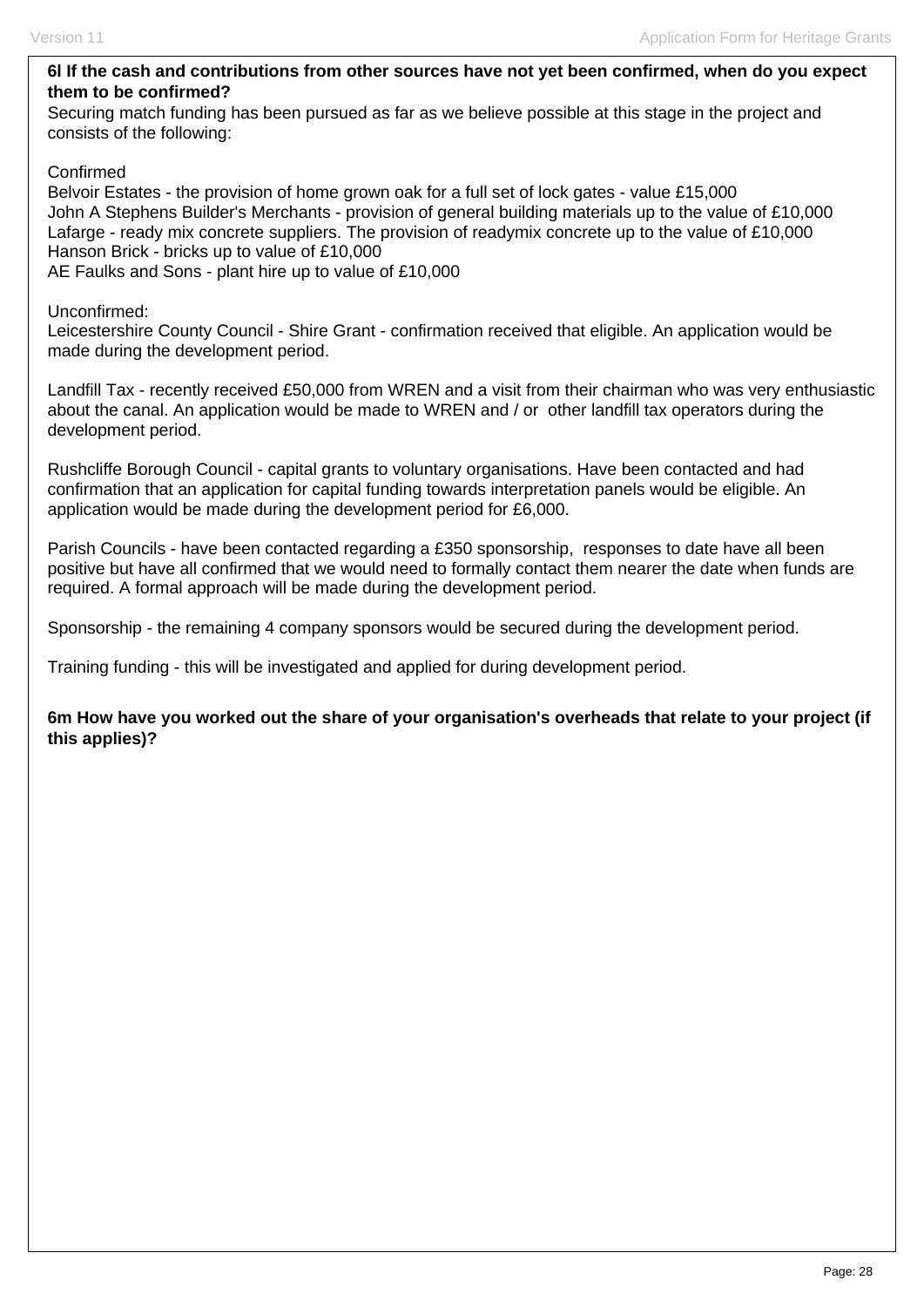**6l If the cash and contributions from other sources have not yet been confirmed, when do you expect them to be confirmed?**

Securing match funding has been pursued as far as we believe possible at this stage in the project and consists of the following:

Confirmed
Belvoir Estates - the provision of home grown oak for a full set of lock gates - value £15,000
John A Stephens Builder's Merchants - provision of general building materials up to the value of £10,000
Lafarge - ready mix concrete suppliers. The provision of readymix concrete up to the value of £10,000
Hanson Brick - bricks up to value of £10,000
AE Faulks and Sons - plant hire up to value of £10,000

Unconfirmed:
Leicestershire County Council - Shire Grant - confirmation received that eligible. An application would be made during the development period.

Landfill Tax - recently received £50,000 from WREN and a visit from their chairman who was very enthusiastic about the canal. An application would be made to WREN and / or other landfill tax operators during the development period.

Rushcliffe Borough Council - capital grants to voluntary organisations. Have been contacted and had confirmation that an application for capital funding towards interpretation panels would be eligible. An application would be made during the development period for £6,000.

Parish Councils - have been contacted regarding a £350 sponsorship, responses to date have all been positive but have all confirmed that we would need to formally contact them nearer the date when funds are required. A formal approach will be made during the development period.

Sponsorship - the remaining 4 company sponsors would be secured during the development period.

Training funding - this will be investigated and applied for during development period.

**6m How have you worked out the share of your organisation's overheads that relate to your project (if this applies)?**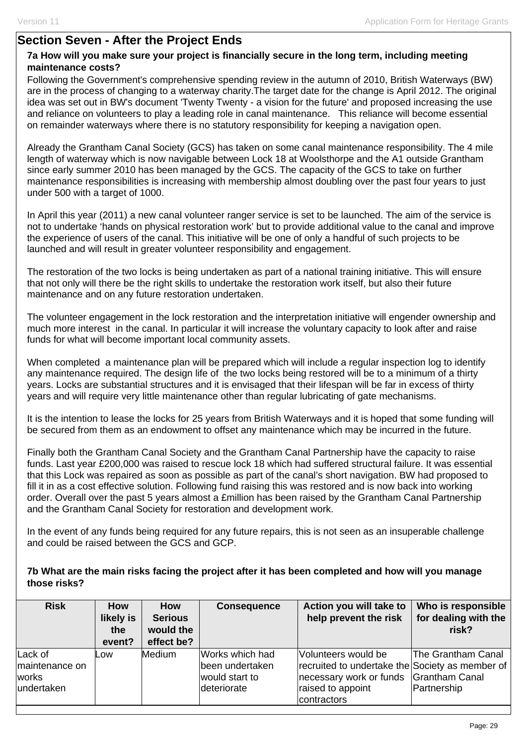## Section Seven - After the Project Ends

**7a How will you make sure your project is financially secure in the long term, including meeting maintenance costs?**

Following the Government's comprehensive spending review in the autumn of 2010, British Waterways (BW) are in the process of changing to a waterway charity.The target date for the change is April 2012. The original idea was set out in BW's document 'Twenty Twenty - a vision for the future' and proposed increasing the use and reliance on volunteers to play a leading role in canal maintenance. This reliance will become essential on remainder waterways where there is no statutory responsibility for keeping a navigation open.

Already the Grantham Canal Society (GCS) has taken on some canal maintenance responsibility. The 4 mile length of waterway which is now navigable between Lock 18 at Woolsthorpe and the A1 outside Grantham since early summer 2010 has been managed by the GCS. The capacity of the GCS to take on further maintenance responsibilities is increasing with membership almost doubling over the past four years to just under 500 with a target of 1000.

In April this year (2011) a new canal volunteer ranger service is set to be launched. The aim of the service is not to undertake 'hands on physical restoration work' but to provide additional value to the canal and improve the experience of users of the canal. This initiative will be one of only a handful of such projects to be launched and will result in greater volunteer responsibility and engagement.

The restoration of the two locks is being undertaken as part of a national training initiative. This will ensure that not only will there be the right skills to undertake the restoration work itself, but also their future maintenance and on any future restoration undertaken.

The volunteer engagement in the lock restoration and the interpretation initiative will engender ownership and much more interest in the canal. In particular it will increase the voluntary capacity to look after and raise funds for what will become important local community assets.

When completed a maintenance plan will be prepared which will include a regular inspection log to identify any maintenance required. The design life of the two locks being restored will be to a minimum of a thirty years. Locks are substantial structures and it is envisaged that their lifespan will be far in excess of thirty years and will require very little maintenance other than regular lubricating of gate mechanisms.

It is the intention to lease the locks for 25 years from British Waterways and it is hoped that some funding will be secured from them as an endowment to offset any maintenance which may be incurred in the future.

Finally both the Grantham Canal Society and the Grantham Canal Partnership have the capacity to raise funds. Last year £200,000 was raised to rescue lock 18 which had suffered structural failure. It was essential that this Lock was repaired as soon as possible as part of the canal's short navigation. BW had proposed to fill it in as a cost effective solution. Following fund raising this was restored and is now back into working order. Overall over the past 5 years almost a £million has been raised by the Grantham Canal Partnership and the Grantham Canal Society for restoration and development work.

In the event of any funds being required for any future repairs, this is not seen as an insuperable challenge and could be raised between the GCS and GCP.

**7b What are the main risks facing the project after it has been completed and how will you manage those risks?**

| Risk | How likely is the event? | How Serious would the effect be? | Consequence | Action you will take to help prevent the risk | Who is responsible for dealing with the risk? |
|---|---|---|---|---|---|
| Lack of maintenance on works undertaken | Low | Medium | Works which had been undertaken would start to deteriorate | Volunteers would be recruited to undertake the necessary work or funds raised to appoint contractors | The Grantham Canal Society as member of Grantham Canal Partnership |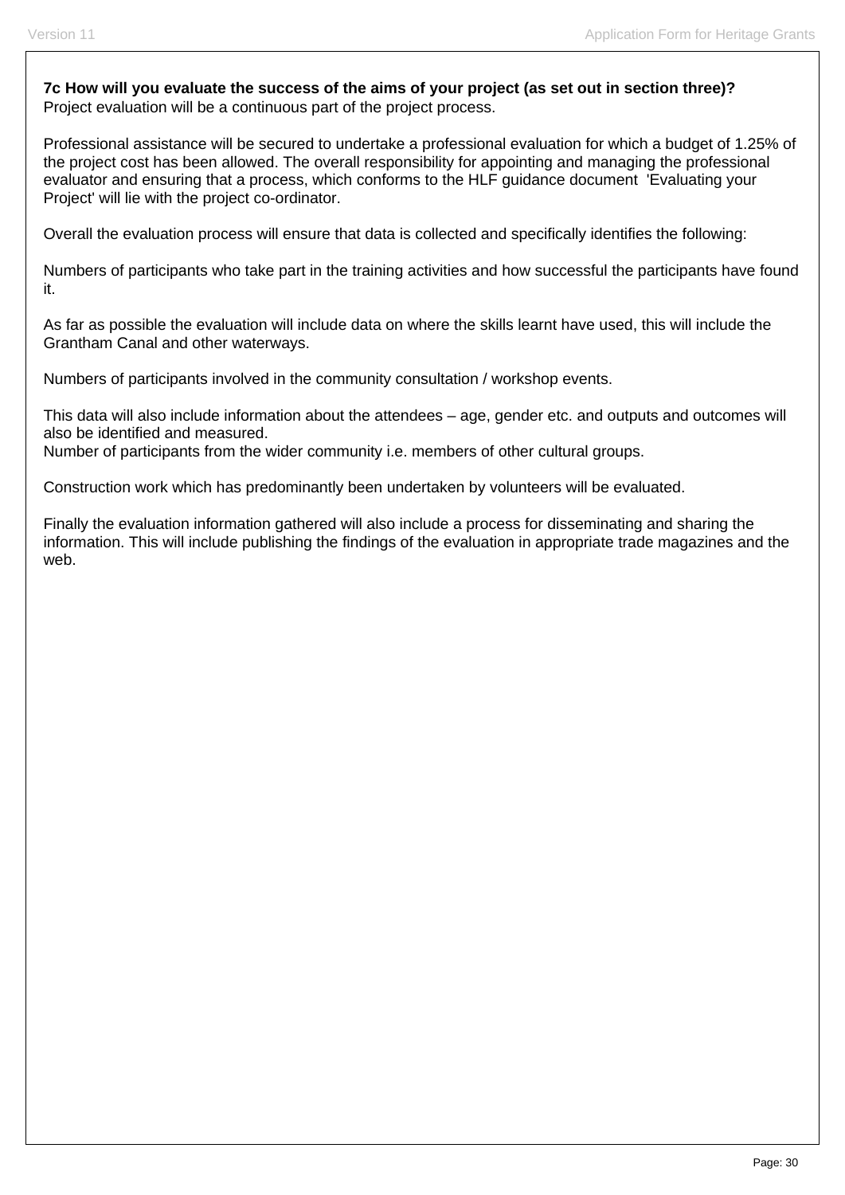**7c How will you evaluate the success of the aims of your project (as set out in section three)?**
Project evaluation will be a continuous part of the project process.

Professional assistance will be secured to undertake a professional evaluation for which a budget of 1.25% of the project cost has been allowed. The overall responsibility for appointing and managing the professional evaluator and ensuring that a process, which conforms to the HLF guidance document 'Evaluating your Project' will lie with the project co-ordinator.

Overall the evaluation process will ensure that data is collected and specifically identifies the following:

Numbers of participants who take part in the training activities and how successful the participants have found it.

As far as possible the evaluation will include data on where the skills learnt have used, this will include the Grantham Canal and other waterways.

Numbers of participants involved in the community consultation / workshop events.

This data will also include information about the attendees – age, gender etc. and outputs and outcomes will also be identified and measured.
Number of participants from the wider community i.e. members of other cultural groups.

Construction work which has predominantly been undertaken by volunteers will be evaluated.

Finally the evaluation information gathered will also include a process for disseminating and sharing the information. This will include publishing the findings of the evaluation in appropriate trade magazines and the web.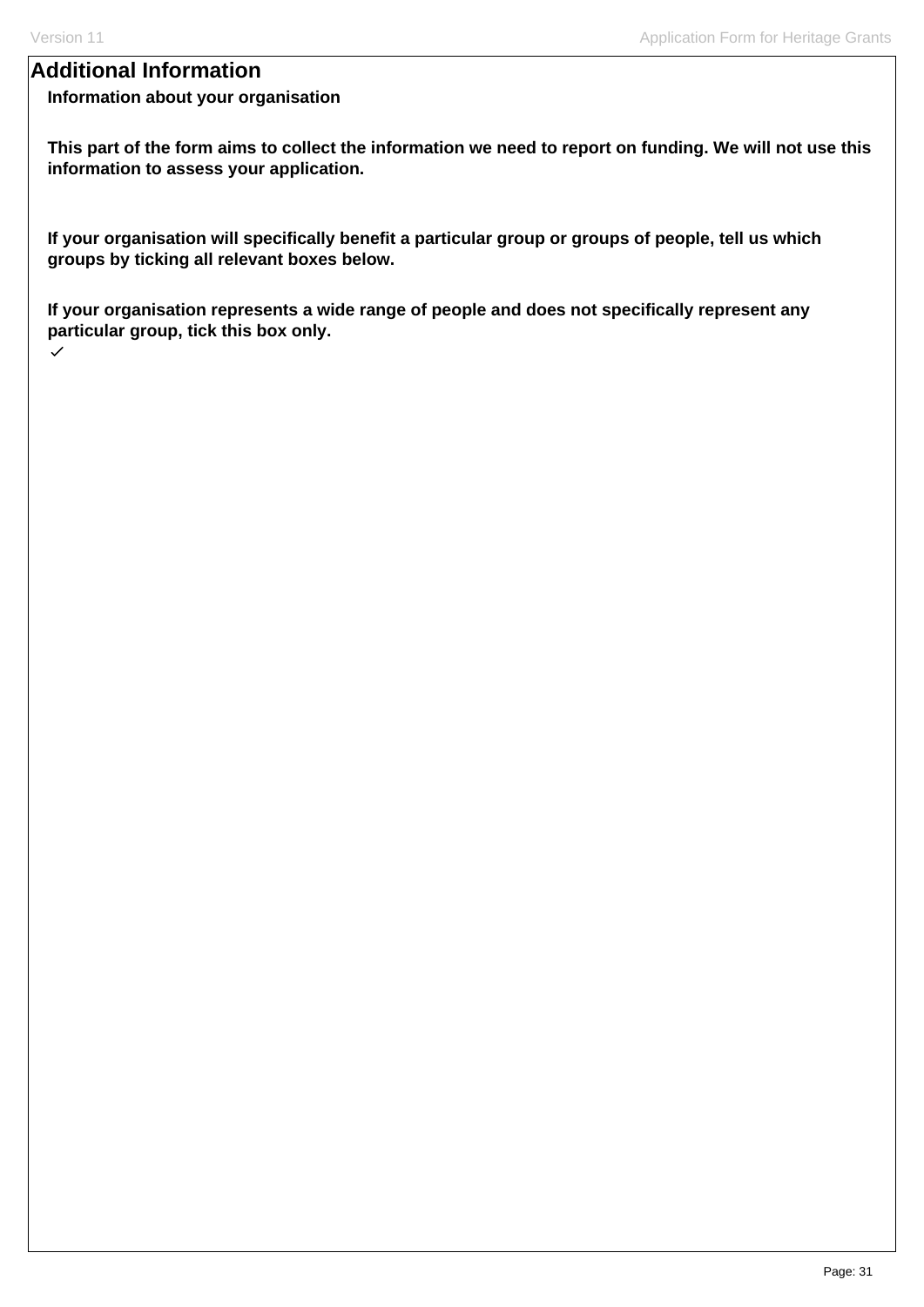## Additional Information

**Information about your organisation**

**This part of the form aims to collect the information we need to report on funding. We will not use this information to assess your application.**

**If your organisation will specifically benefit a particular group or groups of people, tell us which groups by ticking all relevant boxes below.**

**If your organisation represents a wide range of people and does not specifically represent any particular group, tick this box only.**

✓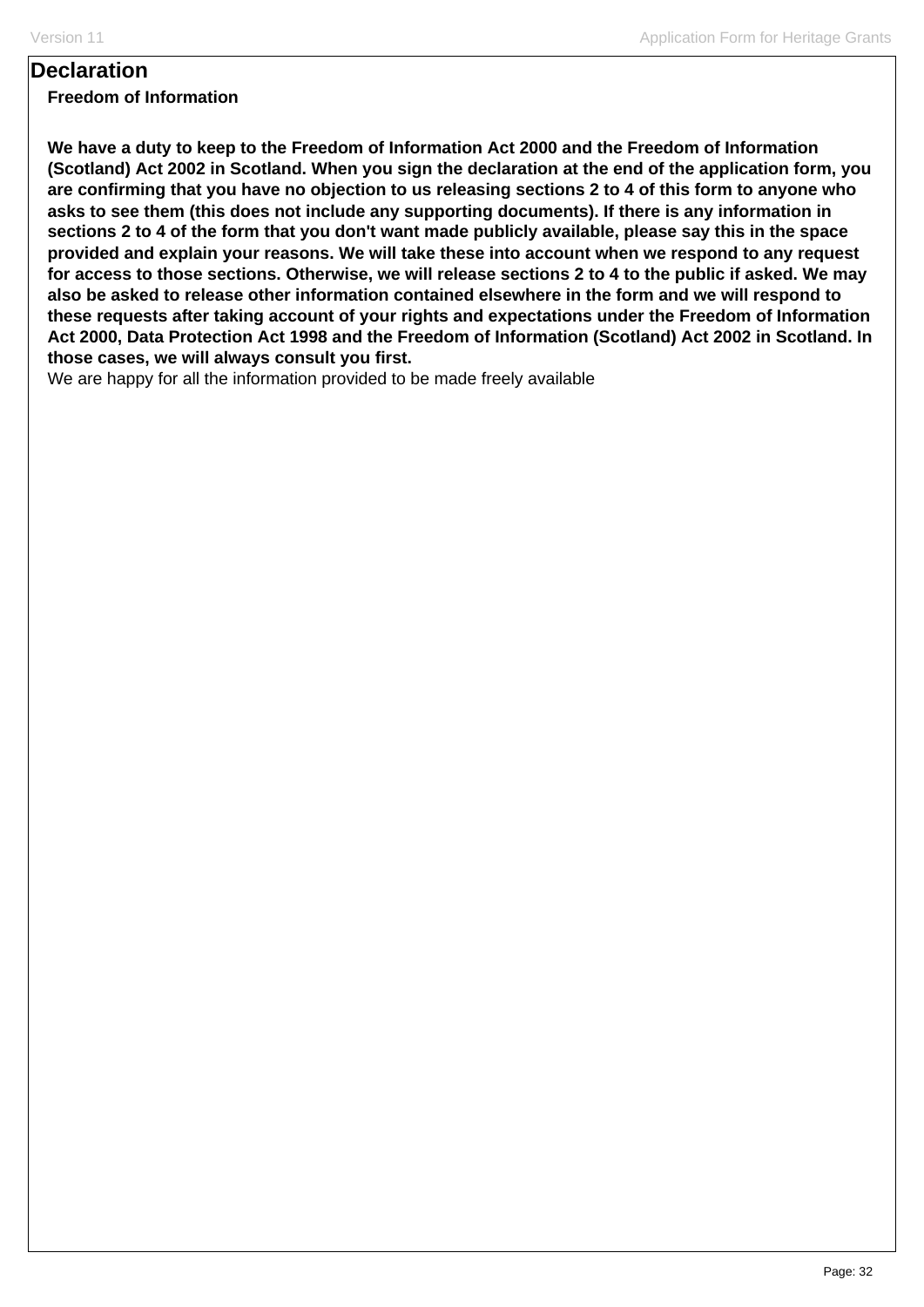# Declaration

### Freedom of Information

**We have a duty to keep to the Freedom of Information Act 2000 and the Freedom of Information (Scotland) Act 2002 in Scotland. When you sign the declaration at the end of the application form, you are confirming that you have no objection to us releasing sections 2 to 4 of this form to anyone who asks to see them (this does not include any supporting documents). If there is any information in sections 2 to 4 of the form that you don't want made publicly available, please say this in the space provided and explain your reasons. We will take these into account when we respond to any request for access to those sections. Otherwise, we will release sections 2 to 4 to the public if asked. We may also be asked to release other information contained elsewhere in the form and we will respond to these requests after taking account of your rights and expectations under the Freedom of Information Act 2000, Data Protection Act 1998 and the Freedom of Information (Scotland) Act 2002 in Scotland. In those cases, we will always consult you first.**

We are happy for all the information provided to be made freely available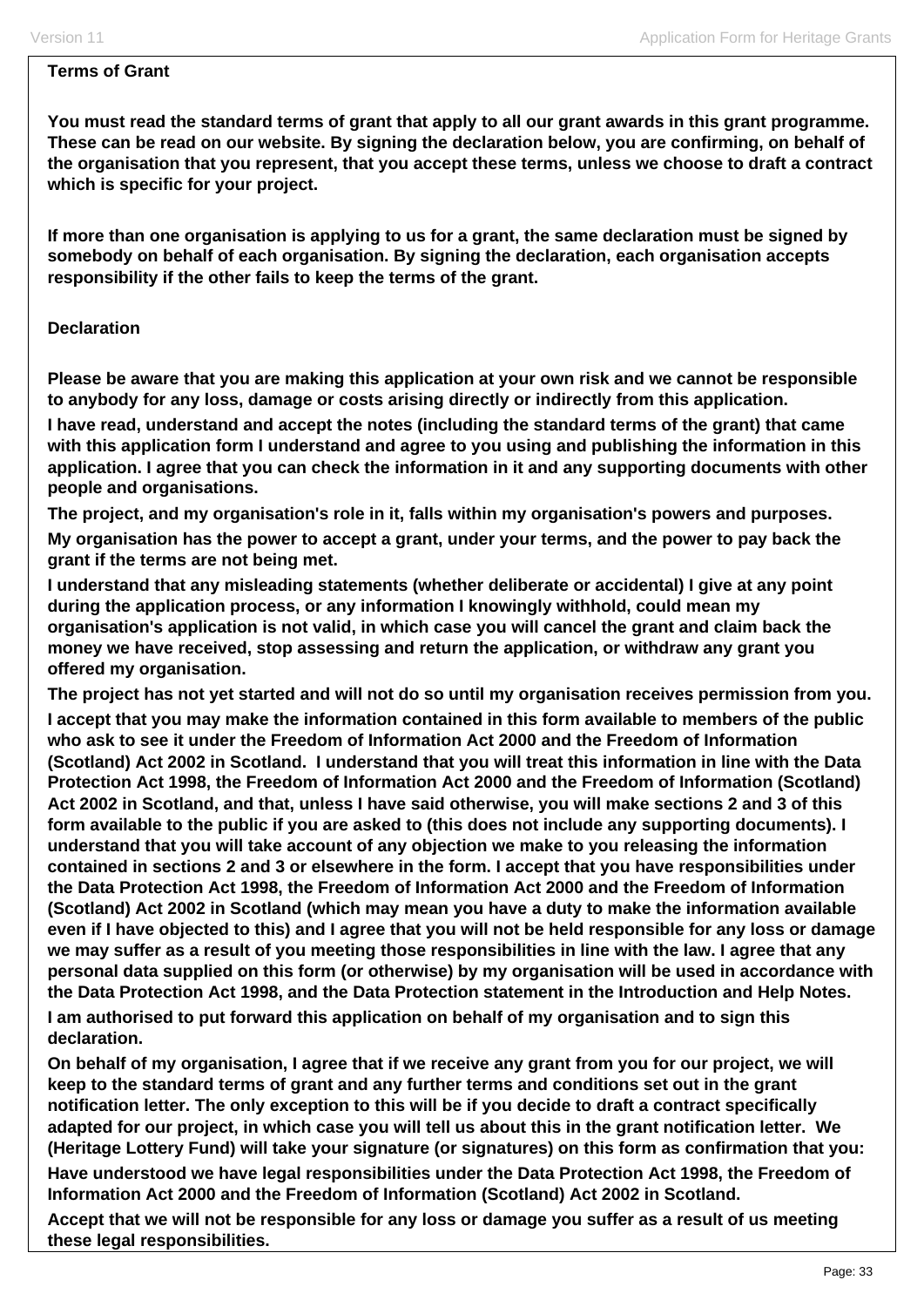**Terms of Grant**

**You must read the standard terms of grant that apply to all our grant awards in this grant programme. These can be read on our website. By signing the declaration below, you are confirming, on behalf of the organisation that you represent, that you accept these terms, unless we choose to draft a contract which is specific for your project.**

**If more than one organisation is applying to us for a grant, the same declaration must be signed by somebody on behalf of each organisation. By signing the declaration, each organisation accepts responsibility if the other fails to keep the terms of the grant.**

**Declaration**

**Please be aware that you are making this application at your own risk and we cannot be responsible to anybody for any loss, damage or costs arising directly or indirectly from this application.**

**I have read, understand and accept the notes (including the standard terms of the grant) that came with this application form I understand and agree to you using and publishing the information in this application. I agree that you can check the information in it and any supporting documents with other people and organisations.**

**The project, and my organisation's role in it, falls within my organisation's powers and purposes.**

**My organisation has the power to accept a grant, under your terms, and the power to pay back the grant if the terms are not being met.**

**I understand that any misleading statements (whether deliberate or accidental) I give at any point during the application process, or any information I knowingly withhold, could mean my organisation's application is not valid, in which case you will cancel the grant and claim back the money we have received, stop assessing and return the application, or withdraw any grant you offered my organisation.**

**The project has not yet started and will not do so until my organisation receives permission from you.**

**I accept that you may make the information contained in this form available to members of the public who ask to see it under the Freedom of Information Act 2000 and the Freedom of Information (Scotland) Act 2002 in Scotland. I understand that you will treat this information in line with the Data Protection Act 1998, the Freedom of Information Act 2000 and the Freedom of Information (Scotland) Act 2002 in Scotland, and that, unless I have said otherwise, you will make sections 2 and 3 of this form available to the public if you are asked to (this does not include any supporting documents). I understand that you will take account of any objection we make to you releasing the information contained in sections 2 and 3 or elsewhere in the form. I accept that you have responsibilities under the Data Protection Act 1998, the Freedom of Information Act 2000 and the Freedom of Information (Scotland) Act 2002 in Scotland (which may mean you have a duty to make the information available even if I have objected to this) and I agree that you will not be held responsible for any loss or damage we may suffer as a result of you meeting those responsibilities in line with the law. I agree that any personal data supplied on this form (or otherwise) by my organisation will be used in accordance with the Data Protection Act 1998, and the Data Protection statement in the Introduction and Help Notes.**

**I am authorised to put forward this application on behalf of my organisation and to sign this declaration.**

**On behalf of my organisation, I agree that if we receive any grant from you for our project, we will keep to the standard terms of grant and any further terms and conditions set out in the grant notification letter. The only exception to this will be if you decide to draft a contract specifically adapted for our project, in which case you will tell us about this in the grant notification letter. We (Heritage Lottery Fund) will take your signature (or signatures) on this form as confirmation that you:**

**Have understood we have legal responsibilities under the Data Protection Act 1998, the Freedom of Information Act 2000 and the Freedom of Information (Scotland) Act 2002 in Scotland.**

**Accept that we will not be responsible for any loss or damage you suffer as a result of us meeting these legal responsibilities.**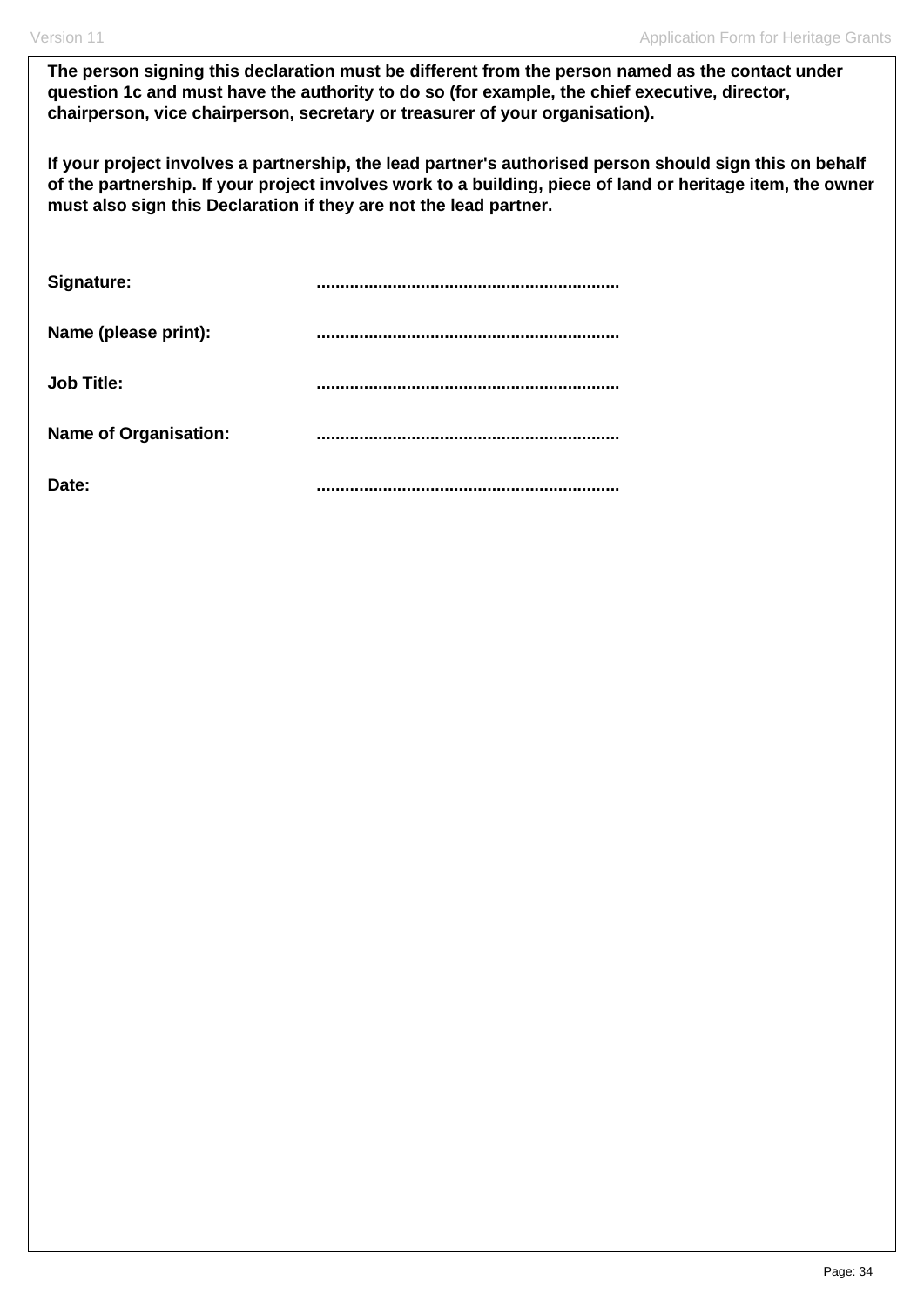**The person signing this declaration must be different from the person named as the contact under question 1c and must have the authority to do so (for example, the chief executive, director, chairperson, vice chairperson, secretary or treasurer of your organisation).**

**If your project involves a partnership, the lead partner's authorised person should sign this on behalf of the partnership. If your project involves work to a building, piece of land or heritage item, the owner must also sign this Declaration if they are not the lead partner.**

**Signature:** ...............................................................

**Name (please print):** ...............................................................

**Job Title:** ...............................................................

**Name of Organisation:** ...............................................................

**Date:** ...............................................................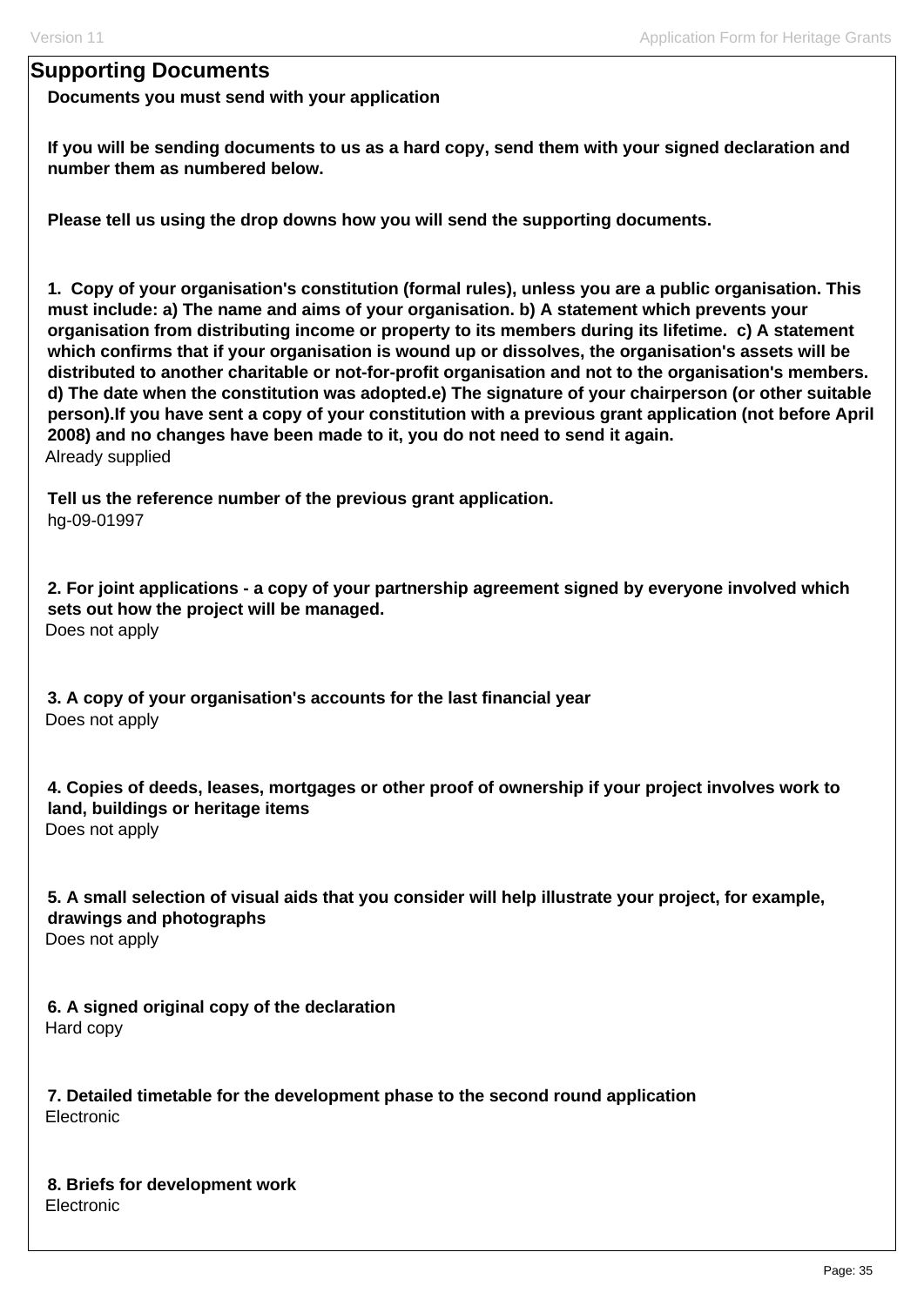## Supporting Documents

**Documents you must send with your application**

**If you will be sending documents to us as a hard copy, send them with your signed declaration and number them as numbered below.**

**Please tell us using the drop downs how you will send the supporting documents.**

**1. Copy of your organisation's constitution (formal rules), unless you are a public organisation. This must include: a) The name and aims of your organisation. b) A statement which prevents your organisation from distributing income or property to its members during its lifetime. c) A statement which confirms that if your organisation is wound up or dissolves, the organisation's assets will be distributed to another charitable or not-for-profit organisation and not to the organisation's members. d) The date when the constitution was adopted.e) The signature of your chairperson (or other suitable person).If you have sent a copy of your constitution with a previous grant application (not before April 2008) and no changes have been made to it, you do not need to send it again.**

Already supplied

**Tell us the reference number of the previous grant application.**

hg-09-01997

**2. For joint applications - a copy of your partnership agreement signed by everyone involved which sets out how the project will be managed.**

Does not apply

**3. A copy of your organisation's accounts for the last financial year**

Does not apply

**4. Copies of deeds, leases, mortgages or other proof of ownership if your project involves work to land, buildings or heritage items**

Does not apply

**5. A small selection of visual aids that you consider will help illustrate your project, for example, drawings and photographs**

Does not apply

**6. A signed original copy of the declaration**

Hard copy

**7. Detailed timetable for the development phase to the second round application**

Electronic

**8. Briefs for development work**

Electronic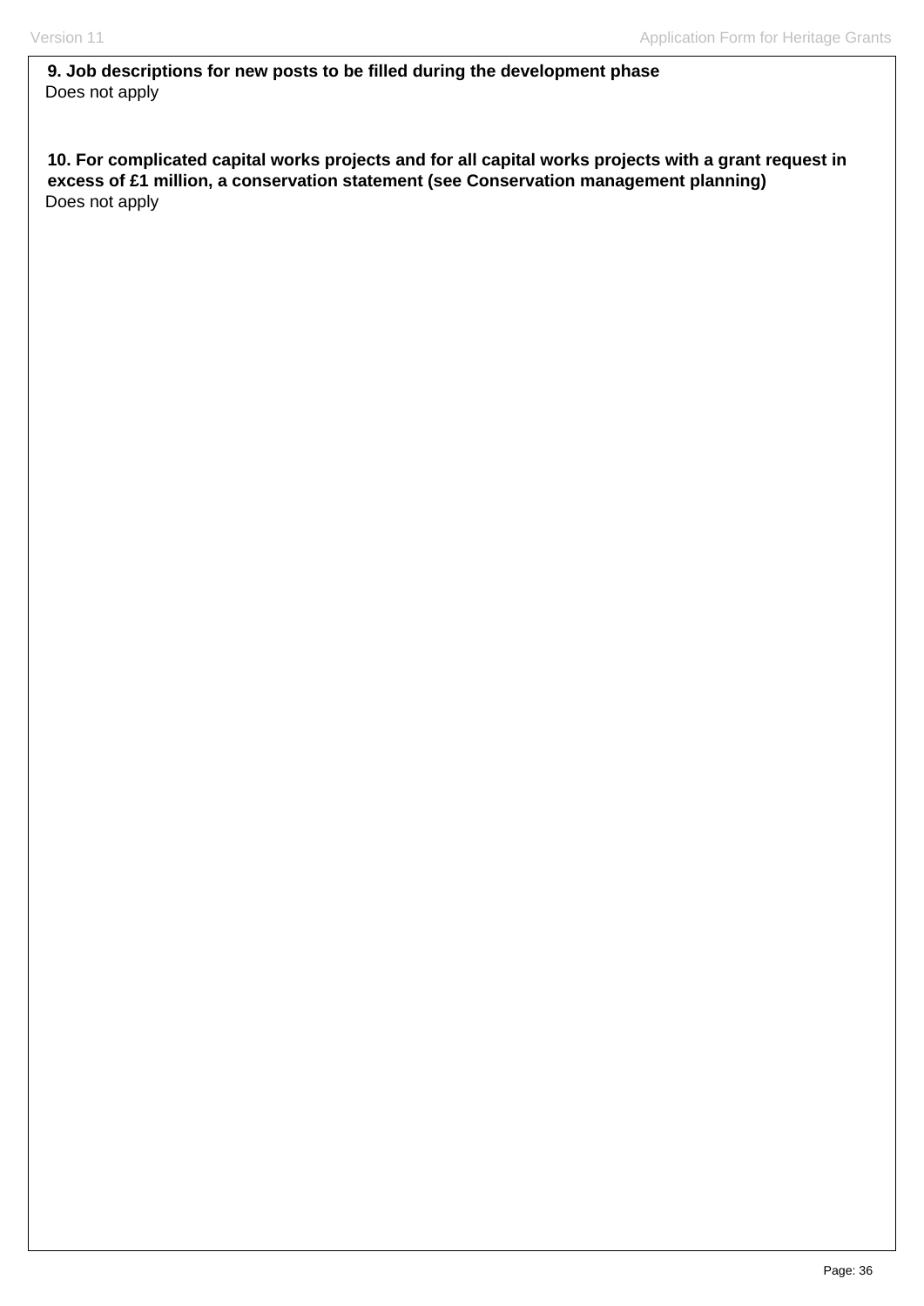**9. Job descriptions for new posts to be filled during the development phase**

Does not apply

**10. For complicated capital works projects and for all capital works projects with a grant request in excess of £1 million, a conservation statement (see Conservation management planning)**

Does not apply